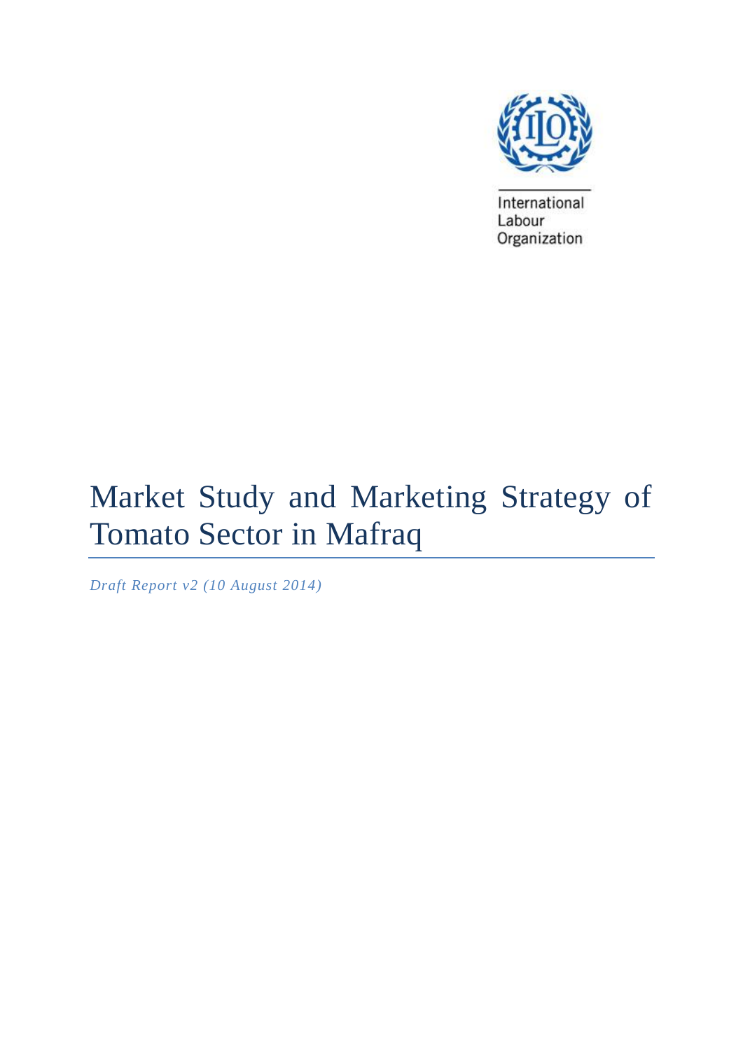International Labour Organization

# Market Study and Marketing Strategy of Tomato Sector in Mafraq

*Draft Report v2 (10 August 2014)*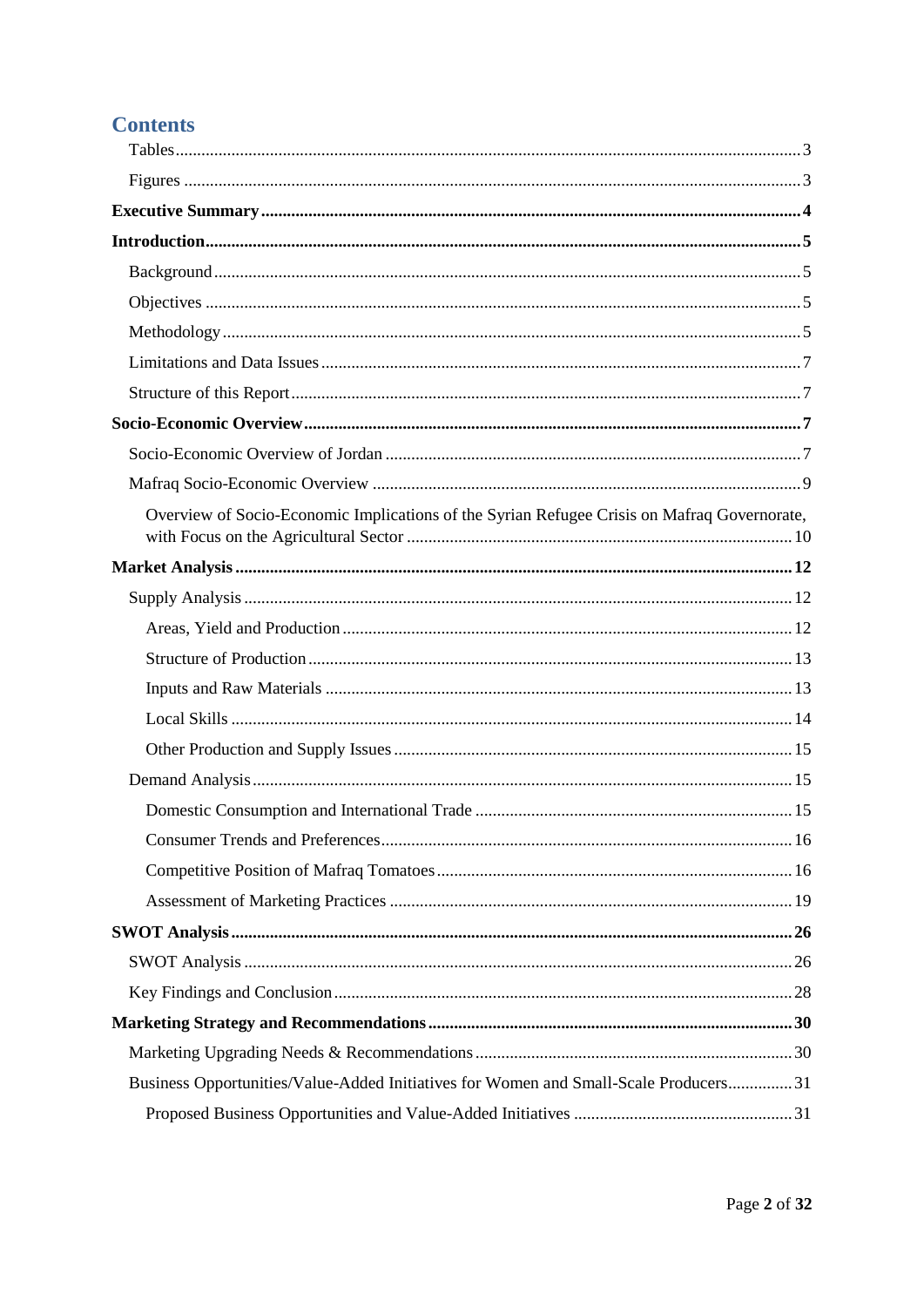# Contents

- Tables ... 3
- Figures ... 3

**Executive Summary ... 4**

**Introduction ... 5**

- Background ... 5
- Objectives ... 5
- Methodology ... 5
- Limitations and Data Issues ... 7
- Structure of this Report ... 7

**Socio-Economic Overview ... 7**

- Socio-Economic Overview of Jordan ... 7
- Mafraq Socio-Economic Overview ... 9
  - Overview of Socio-Economic Implications of the Syrian Refugee Crisis on Mafraq Governorate, with Focus on the Agricultural Sector ... 10

**Market Analysis ... 12**

- Supply Analysis ... 12
  - Areas, Yield and Production ... 12
  - Structure of Production ... 13
  - Inputs and Raw Materials ... 13
  - Local Skills ... 14
  - Other Production and Supply Issues ... 15
- Demand Analysis ... 15
  - Domestic Consumption and International Trade ... 15
  - Consumer Trends and Preferences ... 16
  - Competitive Position of Mafraq Tomatoes ... 16
  - Assessment of Marketing Practices ... 19

**SWOT Analysis ... 26**

- SWOT Analysis ... 26
- Key Findings and Conclusion ... 28

**Marketing Strategy and Recommendations ... 30**

- Marketing Upgrading Needs & Recommendations ... 30
- Business Opportunities/Value-Added Initiatives for Women and Small-Scale Producers ... 31
  - Proposed Business Opportunities and Value-Added Initiatives ... 31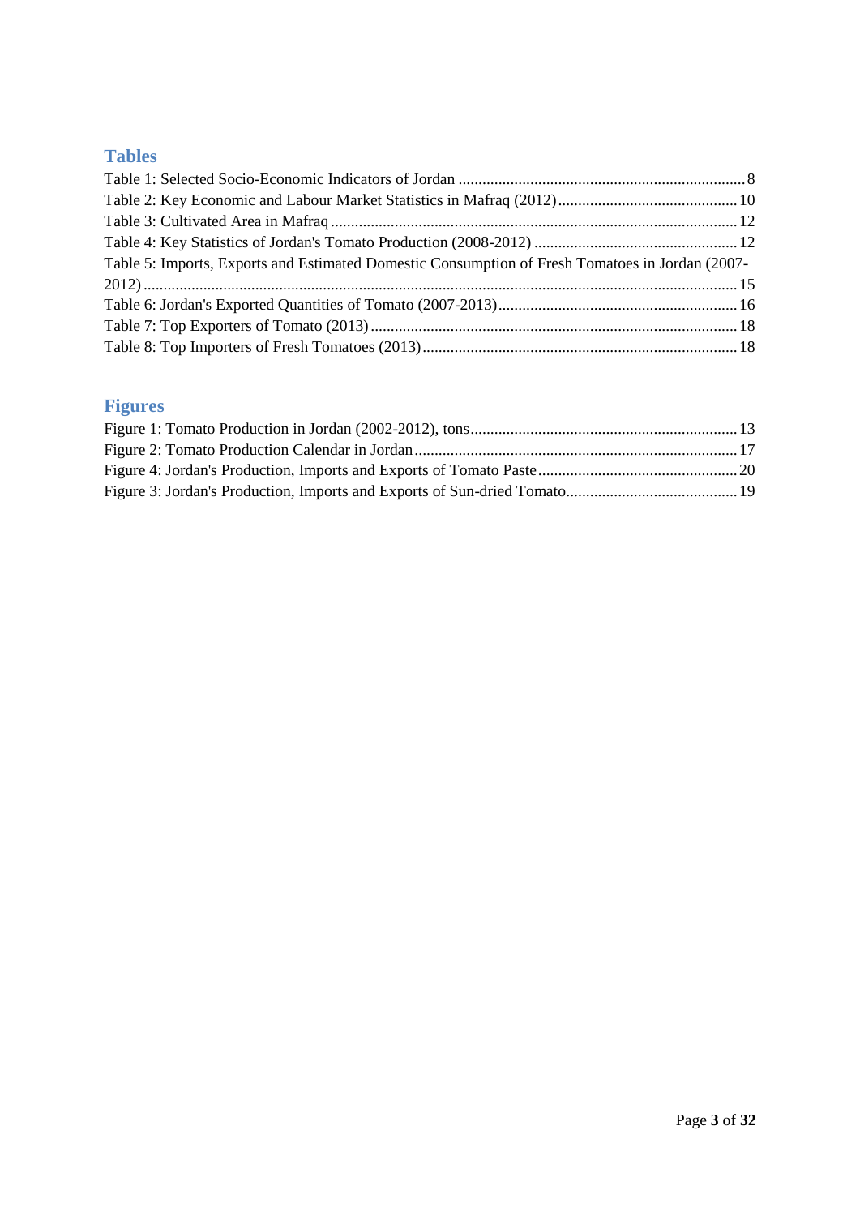## Tables

Table 1: Selected Socio-Economic Indicators of Jordan ........................................................................ 8
Table 2: Key Economic and Labour Market Statistics in Mafraq (2012) ............................................ 10
Table 3: Cultivated Area in Mafraq ...................................................................................................... 12
Table 4: Key Statistics of Jordan's Tomato Production (2008-2012) .................................................. 12
Table 5: Imports, Exports and Estimated Domestic Consumption of Fresh Tomatoes in Jordan (2007-2012) ........................................................................................................................................... 15
Table 6: Jordan's Exported Quantities of Tomato (2007-2013) ........................................................... 16
Table 7: Top Exporters of Tomato (2013) ........................................................................................... 18
Table 8: Top Importers of Fresh Tomatoes (2013) .............................................................................. 18

## Figures

Figure 1: Tomato Production in Jordan (2002-2012), tons .................................................................. 13
Figure 2: Tomato Production Calendar in Jordan ................................................................................ 17
Figure 4: Jordan's Production, Imports and Exports of Tomato Paste .................................................. 20
Figure 3: Jordan's Production, Imports and Exports of Sun-dried Tomato .......................................... 19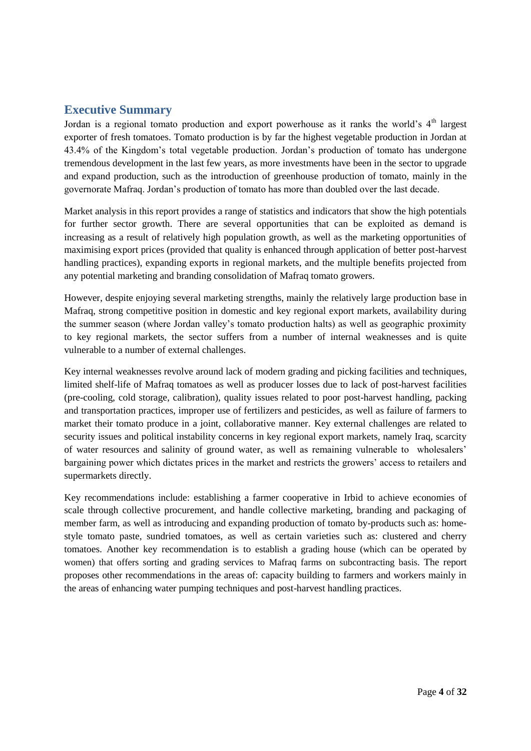## Executive Summary

Jordan is a regional tomato production and export powerhouse as it ranks the world's 4th largest exporter of fresh tomatoes. Tomato production is by far the highest vegetable production in Jordan at 43.4% of the Kingdom's total vegetable production. Jordan's production of tomato has undergone tremendous development in the last few years, as more investments have been in the sector to upgrade and expand production, such as the introduction of greenhouse production of tomato, mainly in the governorate Mafraq. Jordan's production of tomato has more than doubled over the last decade.

Market analysis in this report provides a range of statistics and indicators that show the high potentials for further sector growth. There are several opportunities that can be exploited as demand is increasing as a result of relatively high population growth, as well as the marketing opportunities of maximising export prices (provided that quality is enhanced through application of better post-harvest handling practices), expanding exports in regional markets, and the multiple benefits projected from any potential marketing and branding consolidation of Mafraq tomato growers.

However, despite enjoying several marketing strengths, mainly the relatively large production base in Mafraq, strong competitive position in domestic and key regional export markets, availability during the summer season (where Jordan valley's tomato production halts) as well as geographic proximity to key regional markets, the sector suffers from a number of internal weaknesses and is quite vulnerable to a number of external challenges.

Key internal weaknesses revolve around lack of modern grading and picking facilities and techniques, limited shelf-life of Mafraq tomatoes as well as producer losses due to lack of post-harvest facilities (pre-cooling, cold storage, calibration), quality issues related to poor post-harvest handling, packing and transportation practices, improper use of fertilizers and pesticides, as well as failure of farmers to market their tomato produce in a joint, collaborative manner. Key external challenges are related to security issues and political instability concerns in key regional export markets, namely Iraq, scarcity of water resources and salinity of ground water, as well as remaining vulnerable to wholesalers' bargaining power which dictates prices in the market and restricts the growers' access to retailers and supermarkets directly.

Key recommendations include: establishing a farmer cooperative in Irbid to achieve economies of scale through collective procurement, and handle collective marketing, branding and packaging of member farm, as well as introducing and expanding production of tomato by-products such as: home-style tomato paste, sundried tomatoes, as well as certain varieties such as: clustered and cherry tomatoes. Another key recommendation is to establish a grading house (which can be operated by women) that offers sorting and grading services to Mafraq farms on subcontracting basis. The report proposes other recommendations in the areas of: capacity building to farmers and workers mainly in the areas of enhancing water pumping techniques and post-harvest handling practices.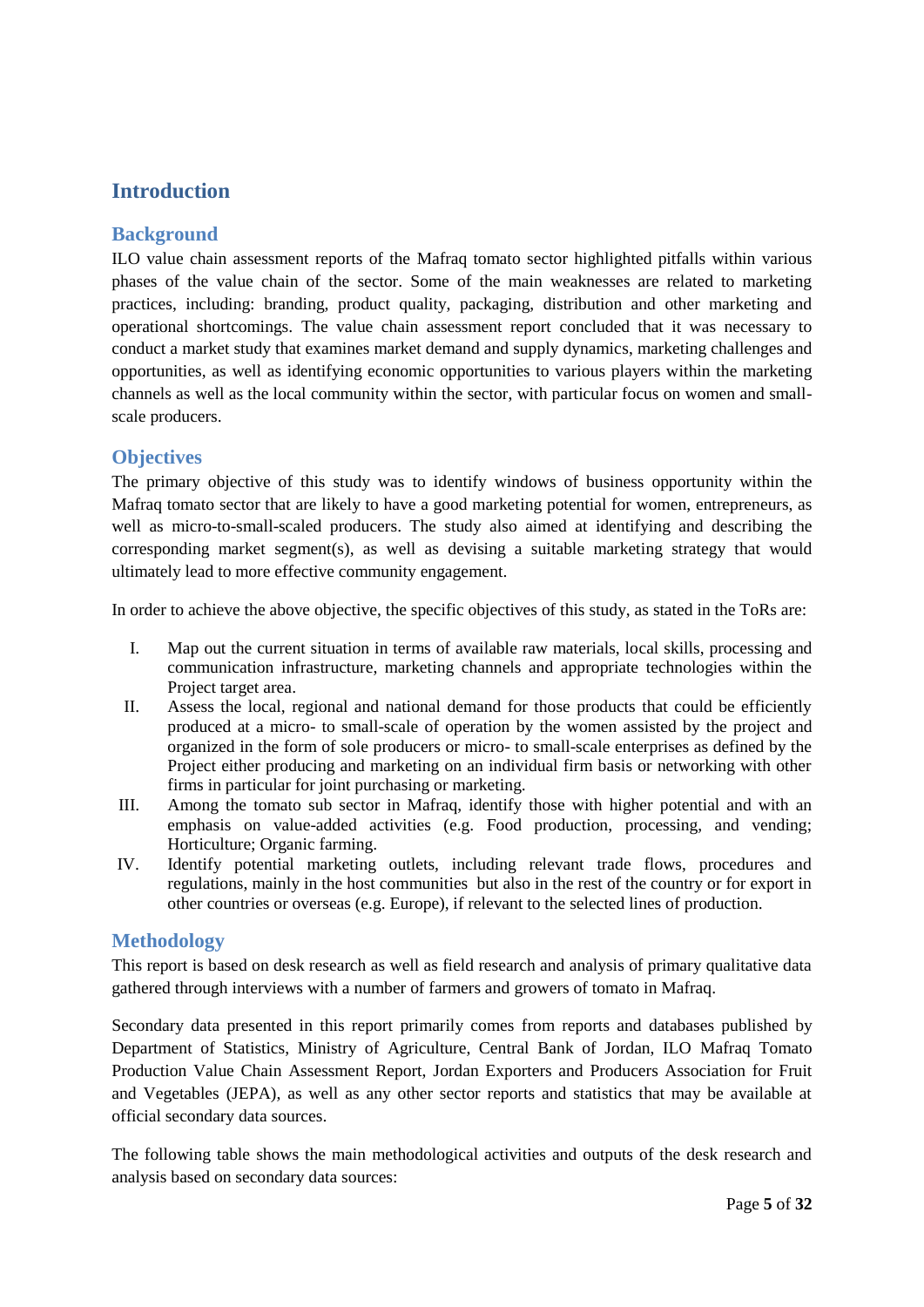# Introduction

## Background

ILO value chain assessment reports of the Mafraq tomato sector highlighted pitfalls within various phases of the value chain of the sector. Some of the main weaknesses are related to marketing practices, including: branding, product quality, packaging, distribution and other marketing and operational shortcomings. The value chain assessment report concluded that it was necessary to conduct a market study that examines market demand and supply dynamics, marketing challenges and opportunities, as well as identifying economic opportunities to various players within the marketing channels as well as the local community within the sector, with particular focus on women and small-scale producers.

## Objectives

The primary objective of this study was to identify windows of business opportunity within the Mafraq tomato sector that are likely to have a good marketing potential for women, entrepreneurs, as well as micro-to-small-scaled producers. The study also aimed at identifying and describing the corresponding market segment(s), as well as devising a suitable marketing strategy that would ultimately lead to more effective community engagement.

In order to achieve the above objective, the specific objectives of this study, as stated in the ToRs are:

I. Map out the current situation in terms of available raw materials, local skills, processing and communication infrastructure, marketing channels and appropriate technologies within the Project target area.

II. Assess the local, regional and national demand for those products that could be efficiently produced at a micro- to small-scale of operation by the women assisted by the project and organized in the form of sole producers or micro- to small-scale enterprises as defined by the Project either producing and marketing on an individual firm basis or networking with other firms in particular for joint purchasing or marketing.

III. Among the tomato sub sector in Mafraq, identify those with higher potential and with an emphasis on value-added activities (e.g. Food production, processing, and vending; Horticulture; Organic farming.

IV. Identify potential marketing outlets, including relevant trade flows, procedures and regulations, mainly in the host communities but also in the rest of the country or for export in other countries or overseas (e.g. Europe), if relevant to the selected lines of production.

## Methodology

This report is based on desk research as well as field research and analysis of primary qualitative data gathered through interviews with a number of farmers and growers of tomato in Mafraq.

Secondary data presented in this report primarily comes from reports and databases published by Department of Statistics, Ministry of Agriculture, Central Bank of Jordan, ILO Mafraq Tomato Production Value Chain Assessment Report, Jordan Exporters and Producers Association for Fruit and Vegetables (JEPA), as well as any other sector reports and statistics that may be available at official secondary data sources.

The following table shows the main methodological activities and outputs of the desk research and analysis based on secondary data sources: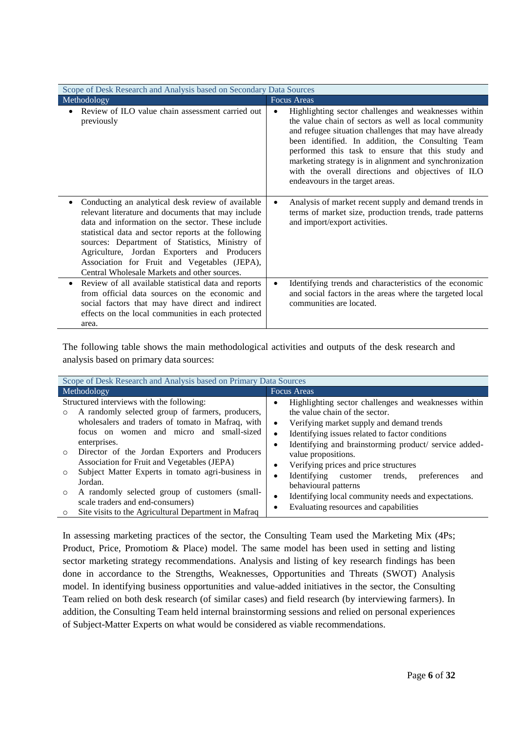| Scope of Desk Research and Analysis based on Secondary Data Sources | |
|---|---|
| **Methodology** | **Focus Areas** |
| • Review of ILO value chain assessment carried out previously | • Highlighting sector challenges and weaknesses within the value chain of sectors as well as local community and refugee situation challenges that may have already been identified. In addition, the Consulting Team performed this task to ensure that this study and marketing strategy is in alignment and synchronization with the overall directions and objectives of ILO endeavours in the target areas. |
| • Conducting an analytical desk review of available relevant literature and documents that may include data and information on the sector. These include statistical data and sector reports at the following sources: Department of Statistics, Ministry of Agriculture, Jordan Exporters and Producers Association for Fruit and Vegetables (JEPA), Central Wholesale Markets and other sources. | • Analysis of market recent supply and demand trends in terms of market size, production trends, trade patterns and import/export activities. |
| • Review of all available statistical data and reports from official data sources on the economic and social factors that may have direct and indirect effects on the local communities in each protected area. | • Identifying trends and characteristics of the economic and social factors in the areas where the targeted local communities are located. |

The following table shows the main methodological activities and outputs of the desk research and analysis based on primary data sources:

| Scope of Desk Research and Analysis based on Primary Data Sources | |
|---|---|
| **Methodology** | **Focus Areas** |
| Structured interviews with the following:<br>○ A randomly selected group of farmers, producers, wholesalers and traders of tomato in Mafraq, with focus on women and micro and small-sized enterprises.<br>○ Director of the Jordan Exporters and Producers Association for Fruit and Vegetables (JEPA)<br>○ Subject Matter Experts in tomato agri-business in Jordan.<br>○ A randomly selected group of customers (small-scale traders and end-consumers)<br>○ Site visits to the Agricultural Department in Mafraq | • Highlighting sector challenges and weaknesses within the value chain of the sector.<br>• Verifying market supply and demand trends<br>• Identifying issues related to factor conditions<br>• Identifying and brainstorming product/ service added-value propositions.<br>• Verifying prices and price structures<br>• Identifying customer trends, preferences and behavioural patterns<br>• Identifying local community needs and expectations.<br>• Evaluating resources and capabilities |

In assessing marketing practices of the sector, the Consulting Team used the Marketing Mix (4Ps; Product, Price, Promotiom & Place) model. The same model has been used in setting and listing sector marketing strategy recommendations. Analysis and listing of key research findings has been done in accordance to the Strengths, Weaknesses, Opportunities and Threats (SWOT) Analysis model. In identifying business opportunities and value-added initiatives in the sector, the Consulting Team relied on both desk research (of similar cases) and field research (by interviewing farmers). In addition, the Consulting Team held internal brainstorming sessions and relied on personal experiences of Subject-Matter Experts on what would be considered as viable recommendations.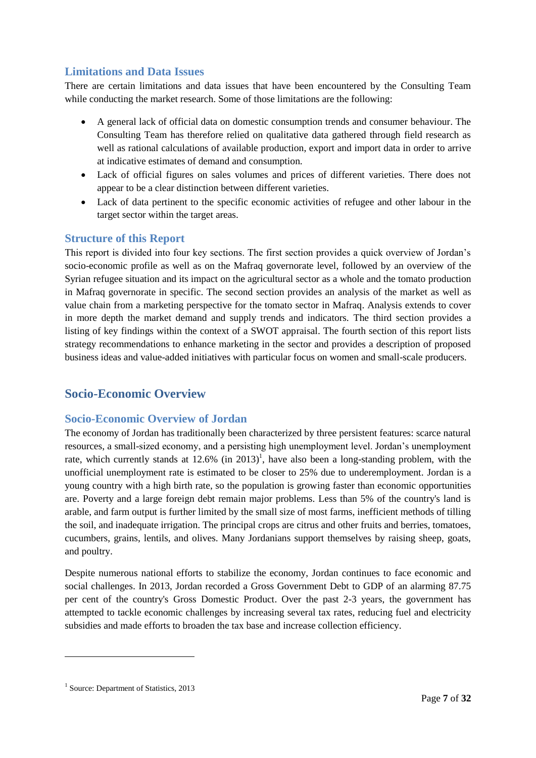## Limitations and Data Issues

There are certain limitations and data issues that have been encountered by the Consulting Team while conducting the market research. Some of those limitations are the following:

- A general lack of official data on domestic consumption trends and consumer behaviour. The Consulting Team has therefore relied on qualitative data gathered through field research as well as rational calculations of available production, export and import data in order to arrive at indicative estimates of demand and consumption.
- Lack of official figures on sales volumes and prices of different varieties. There does not appear to be a clear distinction between different varieties.
- Lack of data pertinent to the specific economic activities of refugee and other labour in the target sector within the target areas.

## Structure of this Report

This report is divided into four key sections. The first section provides a quick overview of Jordan's socio-economic profile as well as on the Mafraq governorate level, followed by an overview of the Syrian refugee situation and its impact on the agricultural sector as a whole and the tomato production in Mafraq governorate in specific. The second section provides an analysis of the market as well as value chain from a marketing perspective for the tomato sector in Mafraq. Analysis extends to cover in more depth the market demand and supply trends and indicators. The third section provides a listing of key findings within the context of a SWOT appraisal. The fourth section of this report lists strategy recommendations to enhance marketing in the sector and provides a description of proposed business ideas and value-added initiatives with particular focus on women and small-scale producers.

# Socio-Economic Overview

## Socio-Economic Overview of Jordan

The economy of Jordan has traditionally been characterized by three persistent features: scarce natural resources, a small-sized economy, and a persisting high unemployment level. Jordan's unemployment rate, which currently stands at 12.6% (in 2013)[1], have also been a long-standing problem, with the unofficial unemployment rate is estimated to be closer to 25% due to underemployment. Jordan is a young country with a high birth rate, so the population is growing faster than economic opportunities are. Poverty and a large foreign debt remain major problems. Less than 5% of the country's land is arable, and farm output is further limited by the small size of most farms, inefficient methods of tilling the soil, and inadequate irrigation. The principal crops are citrus and other fruits and berries, tomatoes, cucumbers, grains, lentils, and olives. Many Jordanians support themselves by raising sheep, goats, and poultry.

Despite numerous national efforts to stabilize the economy, Jordan continues to face economic and social challenges. In 2013, Jordan recorded a Gross Government Debt to GDP of an alarming 87.75 per cent of the country's Gross Domestic Product. Over the past 2-3 years, the government has attempted to tackle economic challenges by increasing several tax rates, reducing fuel and electricity subsidies and made efforts to broaden the tax base and increase collection efficiency.

---

[1] Source: Department of Statistics, 2013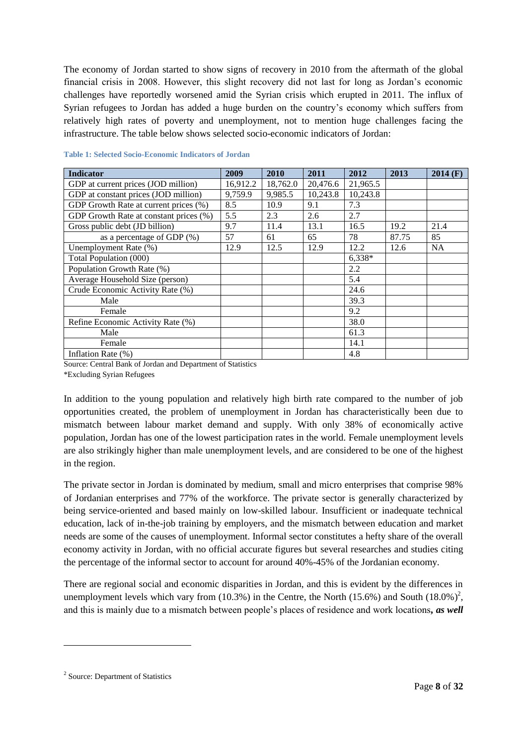The economy of Jordan started to show signs of recovery in 2010 from the aftermath of the global financial crisis in 2008. However, this slight recovery did not last for long as Jordan's economic challenges have reportedly worsened amid the Syrian crisis which erupted in 2011. The influx of Syrian refugees to Jordan has added a huge burden on the country's economy which suffers from relatively high rates of poverty and unemployment, not to mention huge challenges facing the infrastructure. The table below shows selected socio-economic indicators of Jordan:

**Table 1: Selected Socio-Economic Indicators of Jordan**

| Indicator | 2009 | 2010 | 2011 | 2012 | 2013 | 2014 (F) |
|---|---|---|---|---|---|---|
| GDP at current prices (JOD million) | 16,912.2 | 18,762.0 | 20,476.6 | 21,965.5 | | |
| GDP at constant prices (JOD million) | 9,759.9 | 9,985.5 | 10,243.8 | 10,243.8 | | |
| GDP Growth Rate at current prices (%) | 8.5 | 10.9 | 9.1 | 7.3 | | |
| GDP Growth Rate at constant prices (%) | 5.5 | 2.3 | 2.6 | 2.7 | | |
| Gross public debt (JD billion) | 9.7 | 11.4 | 13.1 | 16.5 | 19.2 | 21.4 |
| as a percentage of GDP (%) | 57 | 61 | 65 | 78 | 87.75 | 85 |
| Unemployment Rate (%) | 12.9 | 12.5 | 12.9 | 12.2 | 12.6 | NA |
| Total Population (000) | | | | 6,338* | | |
| Population Growth Rate (%) | | | | 2.2 | | |
| Average Household Size (person) | | | | 5.4 | | |
| Crude Economic Activity Rate (%) | | | | 24.6 | | |
| Male | | | | 39.3 | | |
| Female | | | | 9.2 | | |
| Refine Economic Activity Rate (%) | | | | 38.0 | | |
| Male | | | | 61.3 | | |
| Female | | | | 14.1 | | |
| Inflation Rate (%) | | | | 4.8 | | |

Source: Central Bank of Jordan and Department of Statistics

*Excluding Syrian Refugees

In addition to the young population and relatively high birth rate compared to the number of job opportunities created, the problem of unemployment in Jordan has characteristically been due to mismatch between labour market demand and supply. With only 38% of economically active population, Jordan has one of the lowest participation rates in the world. Female unemployment levels are also strikingly higher than male unemployment levels, and are considered to be one of the highest in the region.

The private sector in Jordan is dominated by medium, small and micro enterprises that comprise 98% of Jordanian enterprises and 77% of the workforce. The private sector is generally characterized by being service-oriented and based mainly on low-skilled labour. Insufficient or inadequate technical education, lack of in-the-job training by employers, and the mismatch between education and market needs are some of the causes of unemployment. Informal sector constitutes a hefty share of the overall economy activity in Jordan, with no official accurate figures but several researches and studies citing the percentage of the informal sector to account for around 40%-45% of the Jordanian economy.

There are regional social and economic disparities in Jordan, and this is evident by the differences in unemployment levels which vary from (10.3%) in the Centre, the North (15.6%) and South (18.0%)[2], and this is mainly due to a mismatch between people's places of residence and work locations***, as well***

[2] Source: Department of Statistics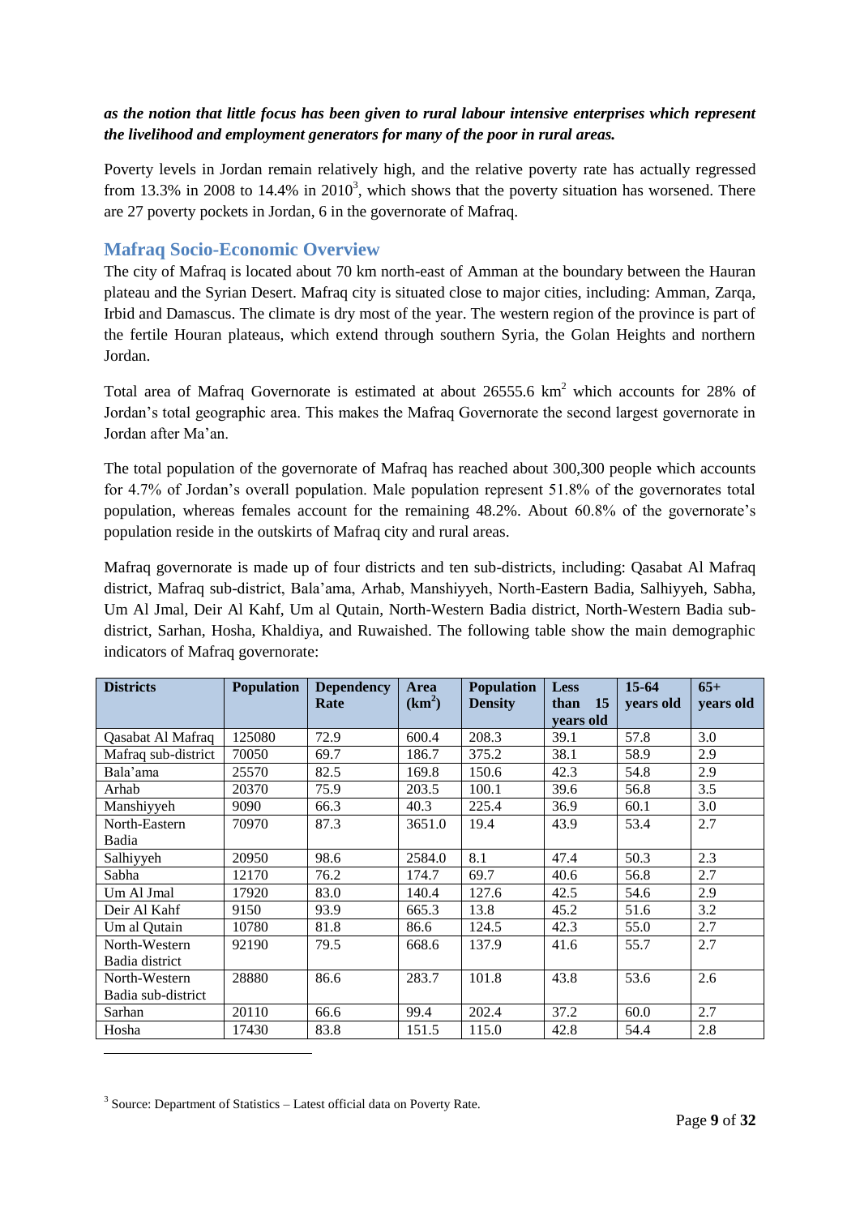***as the notion that little focus has been given to rural labour intensive enterprises which represent the livelihood and employment generators for many of the poor in rural areas.***

Poverty levels in Jordan remain relatively high, and the relative poverty rate has actually regressed from 13.3% in 2008 to 14.4% in 2010[3], which shows that the poverty situation has worsened. There are 27 poverty pockets in Jordan, 6 in the governorate of Mafraq.

## Mafraq Socio-Economic Overview

The city of Mafraq is located about 70 km north-east of Amman at the boundary between the Hauran plateau and the Syrian Desert. Mafraq city is situated close to major cities, including: Amman, Zarqa, Irbid and Damascus. The climate is dry most of the year. The western region of the province is part of the fertile Houran plateaus, which extend through southern Syria, the Golan Heights and northern Jordan.

Total area of Mafraq Governorate is estimated at about 26555.6 $km^2$ which accounts for 28% of Jordan's total geographic area. This makes the Mafraq Governorate the second largest governorate in Jordan after Ma'an.

The total population of the governorate of Mafraq has reached about 300,300 people which accounts for 4.7% of Jordan's overall population. Male population represent 51.8% of the governorates total population, whereas females account for the remaining 48.2%. About 60.8% of the governorate's population reside in the outskirts of Mafraq city and rural areas.

Mafraq governorate is made up of four districts and ten sub-districts, including: Qasabat Al Mafraq district, Mafraq sub-district, Bala'ama, Arhab, Manshiyyeh, North-Eastern Badia, Salhiyyeh, Sabha, Um Al Jmal, Deir Al Kahf, Um al Qutain, North-Western Badia district, North-Western Badia sub-district, Sarhan, Hosha, Khaldiya, and Ruwaished. The following table show the main demographic indicators of Mafraq governorate:

| Districts | Population | Dependency Rate | Area ($km^2$) | Population Density | Less than 15 years old | 15-64 years old | 65+ years old |
|---|---|---|---|---|---|---|---|
| Qasabat Al Mafraq | 125080 | 72.9 | 600.4 | 208.3 | 39.1 | 57.8 | 3.0 |
| Mafraq sub-district | 70050 | 69.7 | 186.7 | 375.2 | 38.1 | 58.9 | 2.9 |
| Bala'ama | 25570 | 82.5 | 169.8 | 150.6 | 42.3 | 54.8 | 2.9 |
| Arhab | 20370 | 75.9 | 203.5 | 100.1 | 39.6 | 56.8 | 3.5 |
| Manshiyyeh | 9090 | 66.3 | 40.3 | 225.4 | 36.9 | 60.1 | 3.0 |
| North-Eastern Badia | 70970 | 87.3 | 3651.0 | 19.4 | 43.9 | 53.4 | 2.7 |
| Salhiyyeh | 20950 | 98.6 | 2584.0 | 8.1 | 47.4 | 50.3 | 2.3 |
| Sabha | 12170 | 76.2 | 174.7 | 69.7 | 40.6 | 56.8 | 2.7 |
| Um Al Jmal | 17920 | 83.0 | 140.4 | 127.6 | 42.5 | 54.6 | 2.9 |
| Deir Al Kahf | 9150 | 93.9 | 665.3 | 13.8 | 45.2 | 51.6 | 3.2 |
| Um al Qutain | 10780 | 81.8 | 86.6 | 124.5 | 42.3 | 55.0 | 2.7 |
| North-Western Badia district | 92190 | 79.5 | 668.6 | 137.9 | 41.6 | 55.7 | 2.7 |
| North-Western Badia sub-district | 28880 | 86.6 | 283.7 | 101.8 | 43.8 | 53.6 | 2.6 |
| Sarhan | 20110 | 66.6 | 99.4 | 202.4 | 37.2 | 60.0 | 2.7 |
| Hosha | 17430 | 83.8 | 151.5 | 115.0 | 42.8 | 54.4 | 2.8 |

[3] Source: Department of Statistics – Latest official data on Poverty Rate.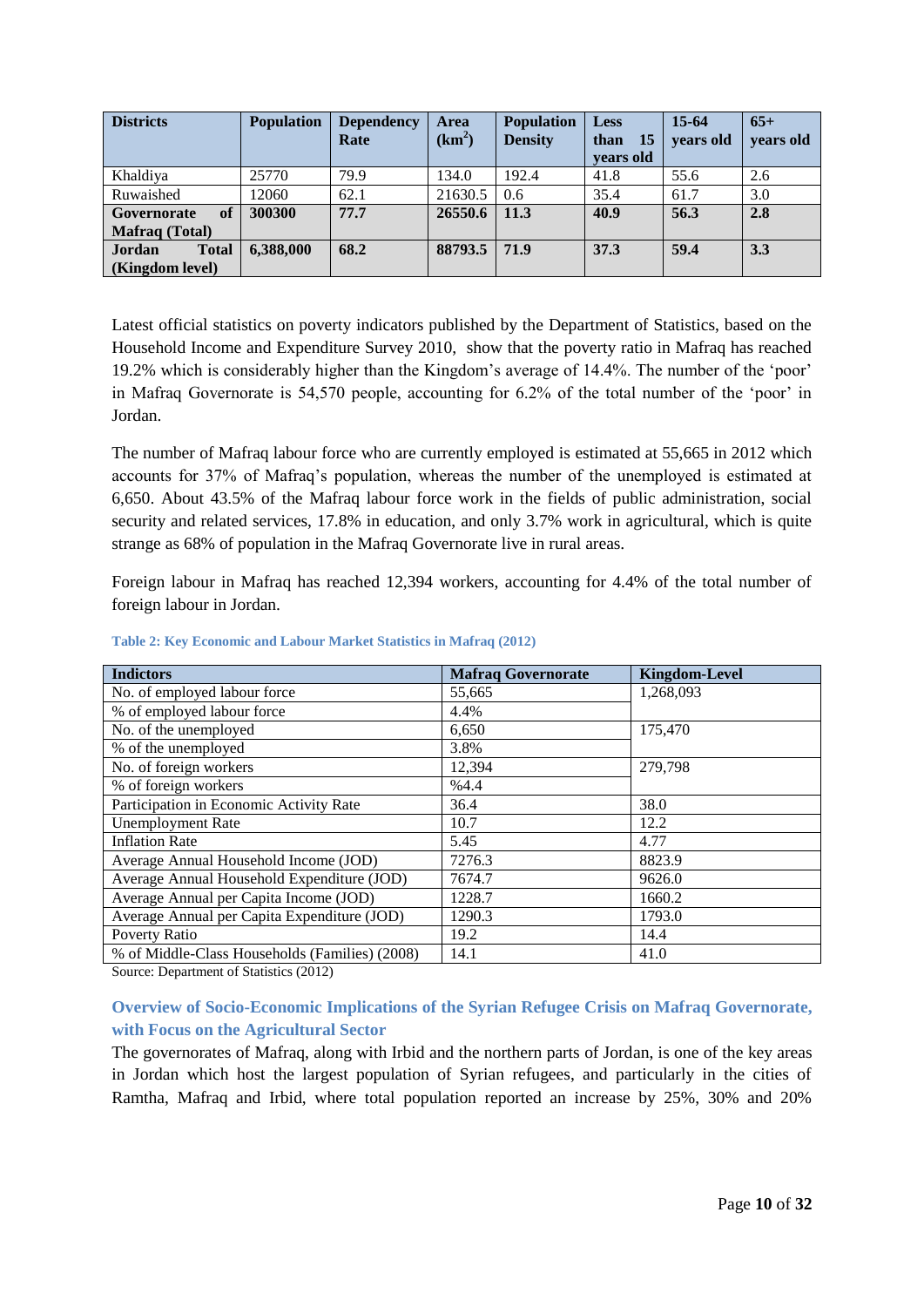| Districts | Population | Dependency Rate | Area ($km^2$) | Population Density | Less than 15 years old | 15-64 years old | 65+ years old |
|---|---|---|---|---|---|---|---|
| Khaldiya | 25770 | 79.9 | 134.0 | 192.4 | 41.8 | 55.6 | 2.6 |
| Ruwaished | 12060 | 62.1 | 21630.5 | 0.6 | 35.4 | 61.7 | 3.0 |
| **Governorate of Mafraq (Total)** | **300300** | **77.7** | **26550.6** | **11.3** | **40.9** | **56.3** | **2.8** |
| **Jordan Total (Kingdom level)** | **6,388,000** | **68.2** | **88793.5** | **71.9** | **37.3** | **59.4** | **3.3** |

Latest official statistics on poverty indicators published by the Department of Statistics, based on the Household Income and Expenditure Survey 2010, show that the poverty ratio in Mafraq has reached 19.2% which is considerably higher than the Kingdom's average of 14.4%. The number of the 'poor' in Mafraq Governorate is 54,570 people, accounting for 6.2% of the total number of the 'poor' in Jordan.

The number of Mafraq labour force who are currently employed is estimated at 55,665 in 2012 which accounts for 37% of Mafraq's population, whereas the number of the unemployed is estimated at 6,650. About 43.5% of the Mafraq labour force work in the fields of public administration, social security and related services, 17.8% in education, and only 3.7% work in agricultural, which is quite strange as 68% of population in the Mafraq Governorate live in rural areas.

Foreign labour in Mafraq has reached 12,394 workers, accounting for 4.4% of the total number of foreign labour in Jordan.

**Table 2: Key Economic and Labour Market Statistics in Mafraq (2012)**

| Indictors | Mafraq Governorate | Kingdom-Level |
|---|---|---|
| No. of employed labour force | 55,665 | 1,268,093 |
| % of employed labour force | 4.4% | |
| No. of the unemployed | 6,650 | 175,470 |
| % of the unemployed | 3.8% | |
| No. of foreign workers | 12,394 | 279,798 |
| % of foreign workers | %4.4 | |
| Participation in Economic Activity Rate | 36.4 | 38.0 |
| Unemployment Rate | 10.7 | 12.2 |
| Inflation Rate | 5.45 | 4.77 |
| Average Annual Household Income (JOD) | 7276.3 | 8823.9 |
| Average Annual Household Expenditure (JOD) | 7674.7 | 9626.0 |
| Average Annual per Capita Income (JOD) | 1228.7 | 1660.2 |
| Average Annual per Capita Expenditure (JOD) | 1290.3 | 1793.0 |
| Poverty Ratio | 19.2 | 14.4 |
| % of Middle-Class Households (Families) (2008) | 14.1 | 41.0 |

Source: Department of Statistics (2012)

### Overview of Socio-Economic Implications of the Syrian Refugee Crisis on Mafraq Governorate, with Focus on the Agricultural Sector

The governorates of Mafraq, along with Irbid and the northern parts of Jordan, is one of the key areas in Jordan which host the largest population of Syrian refugees, and particularly in the cities of Ramtha, Mafraq and Irbid, where total population reported an increase by 25%, 30% and 20%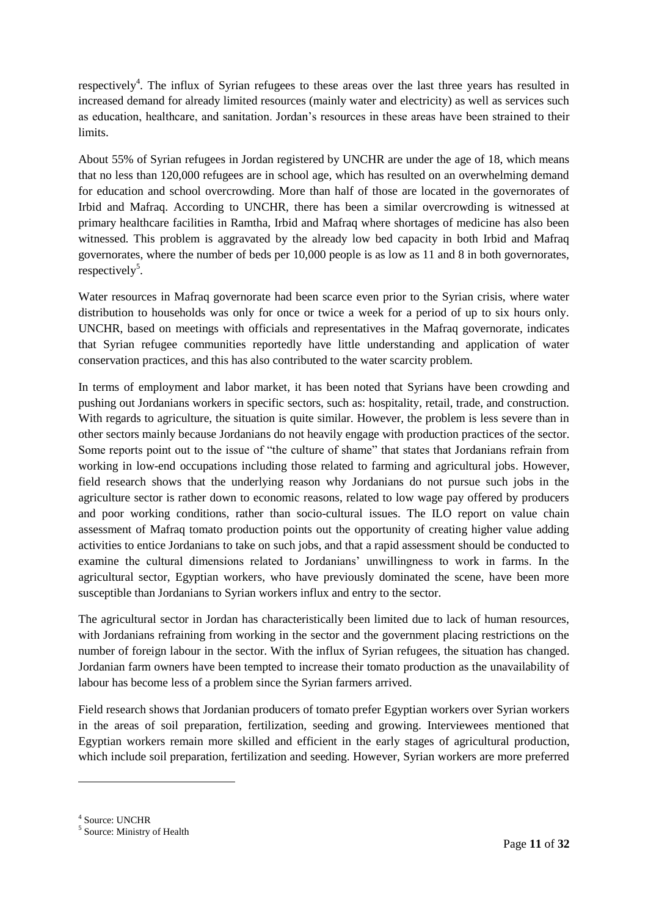respectively[4]. The influx of Syrian refugees to these areas over the last three years has resulted in increased demand for already limited resources (mainly water and electricity) as well as services such as education, healthcare, and sanitation. Jordan's resources in these areas have been strained to their limits.

About 55% of Syrian refugees in Jordan registered by UNCHR are under the age of 18, which means that no less than 120,000 refugees are in school age, which has resulted on an overwhelming demand for education and school overcrowding. More than half of those are located in the governorates of Irbid and Mafraq. According to UNCHR, there has been a similar overcrowding is witnessed at primary healthcare facilities in Ramtha, Irbid and Mafraq where shortages of medicine has also been witnessed. This problem is aggravated by the already low bed capacity in both Irbid and Mafraq governorates, where the number of beds per 10,000 people is as low as 11 and 8 in both governorates, respectively[5].

Water resources in Mafraq governorate had been scarce even prior to the Syrian crisis, where water distribution to households was only for once or twice a week for a period of up to six hours only. UNCHR, based on meetings with officials and representatives in the Mafraq governorate, indicates that Syrian refugee communities reportedly have little understanding and application of water conservation practices, and this has also contributed to the water scarcity problem.

In terms of employment and labor market, it has been noted that Syrians have been crowding and pushing out Jordanians workers in specific sectors, such as: hospitality, retail, trade, and construction. With regards to agriculture, the situation is quite similar. However, the problem is less severe than in other sectors mainly because Jordanians do not heavily engage with production practices of the sector. Some reports point out to the issue of "the culture of shame" that states that Jordanians refrain from working in low-end occupations including those related to farming and agricultural jobs. However, field research shows that the underlying reason why Jordanians do not pursue such jobs in the agriculture sector is rather down to economic reasons, related to low wage pay offered by producers and poor working conditions, rather than socio-cultural issues. The ILO report on value chain assessment of Mafraq tomato production points out the opportunity of creating higher value adding activities to entice Jordanians to take on such jobs, and that a rapid assessment should be conducted to examine the cultural dimensions related to Jordanians' unwillingness to work in farms. In the agricultural sector, Egyptian workers, who have previously dominated the scene, have been more susceptible than Jordanians to Syrian workers influx and entry to the sector.

The agricultural sector in Jordan has characteristically been limited due to lack of human resources, with Jordanians refraining from working in the sector and the government placing restrictions on the number of foreign labour in the sector. With the influx of Syrian refugees, the situation has changed. Jordanian farm owners have been tempted to increase their tomato production as the unavailability of labour has become less of a problem since the Syrian farmers arrived.

Field research shows that Jordanian producers of tomato prefer Egyptian workers over Syrian workers in the areas of soil preparation, fertilization, seeding and growing. Interviewees mentioned that Egyptian workers remain more skilled and efficient in the early stages of agricultural production, which include soil preparation, fertilization and seeding. However, Syrian workers are more preferred

[4] Source: UNCHR

[5] Source: Ministry of Health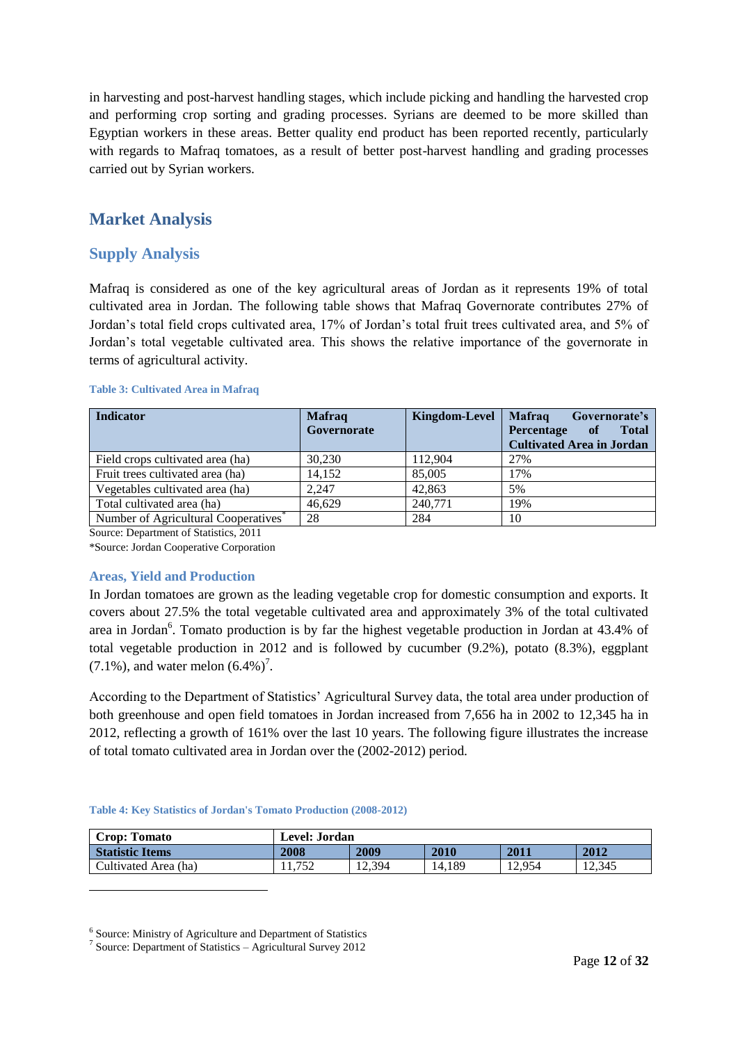in harvesting and post-harvest handling stages, which include picking and handling the harvested crop and performing crop sorting and grading processes. Syrians are deemed to be more skilled than Egyptian workers in these areas. Better quality end product has been reported recently, particularly with regards to Mafraq tomatoes, as a result of better post-harvest handling and grading processes carried out by Syrian workers.

# Market Analysis

## Supply Analysis

Mafraq is considered as one of the key agricultural areas of Jordan as it represents 19% of total cultivated area in Jordan. The following table shows that Mafraq Governorate contributes 27% of Jordan's total field crops cultivated area, 17% of Jordan's total fruit trees cultivated area, and 5% of Jordan's total vegetable cultivated area. This shows the relative importance of the governorate in terms of agricultural activity.

**Table 3: Cultivated Area in Mafraq**

| Indicator | Mafraq Governorate | Kingdom-Level | Mafraq Governorate's Percentage of Total Cultivated Area in Jordan |
|---|---|---|---|
| Field crops cultivated area (ha) | 30,230 | 112,904 | 27% |
| Fruit trees cultivated area (ha) | 14,152 | 85,005 | 17% |
| Vegetables cultivated area (ha) | 2,247 | 42,863 | 5% |
| Total cultivated area (ha) | 46,629 | 240,771 | 19% |
| Number of Agricultural Cooperatives* | 28 | 284 | 10 |

Source: Department of Statistics, 2011

*Source: Jordan Cooperative Corporation

### Areas, Yield and Production

In Jordan tomatoes are grown as the leading vegetable crop for domestic consumption and exports. It covers about 27.5% the total vegetable cultivated area and approximately 3% of the total cultivated area in Jordan[6]. Tomato production is by far the highest vegetable production in Jordan at 43.4% of total vegetable production in 2012 and is followed by cucumber (9.2%), potato (8.3%), eggplant (7.1%), and water melon (6.4%)[7].

According to the Department of Statistics' Agricultural Survey data, the total area under production of both greenhouse and open field tomatoes in Jordan increased from 7,656 ha in 2002 to 12,345 ha in 2012, reflecting a growth of 161% over the last 10 years. The following figure illustrates the increase of total tomato cultivated area in Jordan over the (2002-2012) period.

**Table 4: Key Statistics of Jordan's Tomato Production (2008-2012)**

| Crop: Tomato | Level: Jordan | | | | |
|---|---|---|---|---|---|
| **Statistic Items** | **2008** | **2009** | **2010** | **2011** | **2012** |
| Cultivated Area (ha) | 11,752 | 12,394 | 14,189 | 12,954 | 12,345 |

[6] Source: Ministry of Agriculture and Department of Statistics

[7] Source: Department of Statistics – Agricultural Survey 2012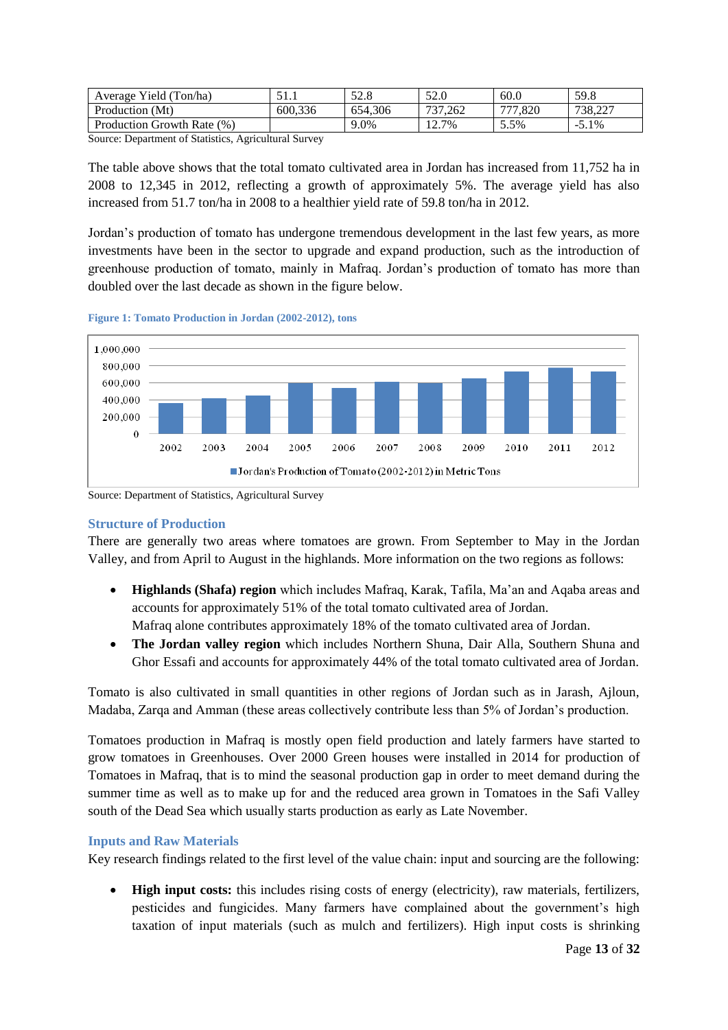| Average Yield (Ton/ha) | 51.1 | 52.8 | 52.0 | 60.0 | 59.8 |
|---|---|---|---|---|---|
| Production (Mt) | 600,336 | 654,306 | 737,262 | 777,820 | 738,227 |
| Production Growth Rate (%) | | 9.0% | 12.7% | 5.5% | -5.1% |

Source: Department of Statistics, Agricultural Survey

The table above shows that the total tomato cultivated area in Jordan has increased from 11,752 ha in 2008 to 12,345 in 2012, reflecting a growth of approximately 5%. The average yield has also increased from 51.7 ton/ha in 2008 to a healthier yield rate of 59.8 ton/ha in 2012.

Jordan's production of tomato has undergone tremendous development in the last few years, as more investments have been in the sector to upgrade and expand production, such as the introduction of greenhouse production of tomato, mainly in Mafraq. Jordan's production of tomato has more than doubled over the last decade as shown in the figure below.

**Figure 1: Tomato Production in Jordan (2002-2012), tons**

Source: Department of Statistics, Agricultural Survey

## Structure of Production

There are generally two areas where tomatoes are grown. From September to May in the Jordan Valley, and from April to August in the highlands. More information on the two regions as follows:

- **Highlands (Shafa) region** which includes Mafraq, Karak, Tafila, Ma'an and Aqaba areas and accounts for approximately 51% of the total tomato cultivated area of Jordan.
  Mafraq alone contributes approximately 18% of the tomato cultivated area of Jordan.
- **The Jordan valley region** which includes Northern Shuna, Dair Alla, Southern Shuna and Ghor Essafi and accounts for approximately 44% of the total tomato cultivated area of Jordan.

Tomato is also cultivated in small quantities in other regions of Jordan such as in Jarash, Ajloun, Madaba, Zarqa and Amman (these areas collectively contribute less than 5% of Jordan's production.

Tomatoes production in Mafraq is mostly open field production and lately farmers have started to grow tomatoes in Greenhouses. Over 2000 Green houses were installed in 2014 for production of Tomatoes in Mafraq, that is to mind the seasonal production gap in order to meet demand during the summer time as well as to make up for and the reduced area grown in Tomatoes in the Safi Valley south of the Dead Sea which usually starts production as early as Late November.

## Inputs and Raw Materials

Key research findings related to the first level of the value chain: input and sourcing are the following:

- **High input costs:** this includes rising costs of energy (electricity), raw materials, fertilizers, pesticides and fungicides. Many farmers have complained about the government's high taxation of input materials (such as mulch and fertilizers). High input costs is shrinking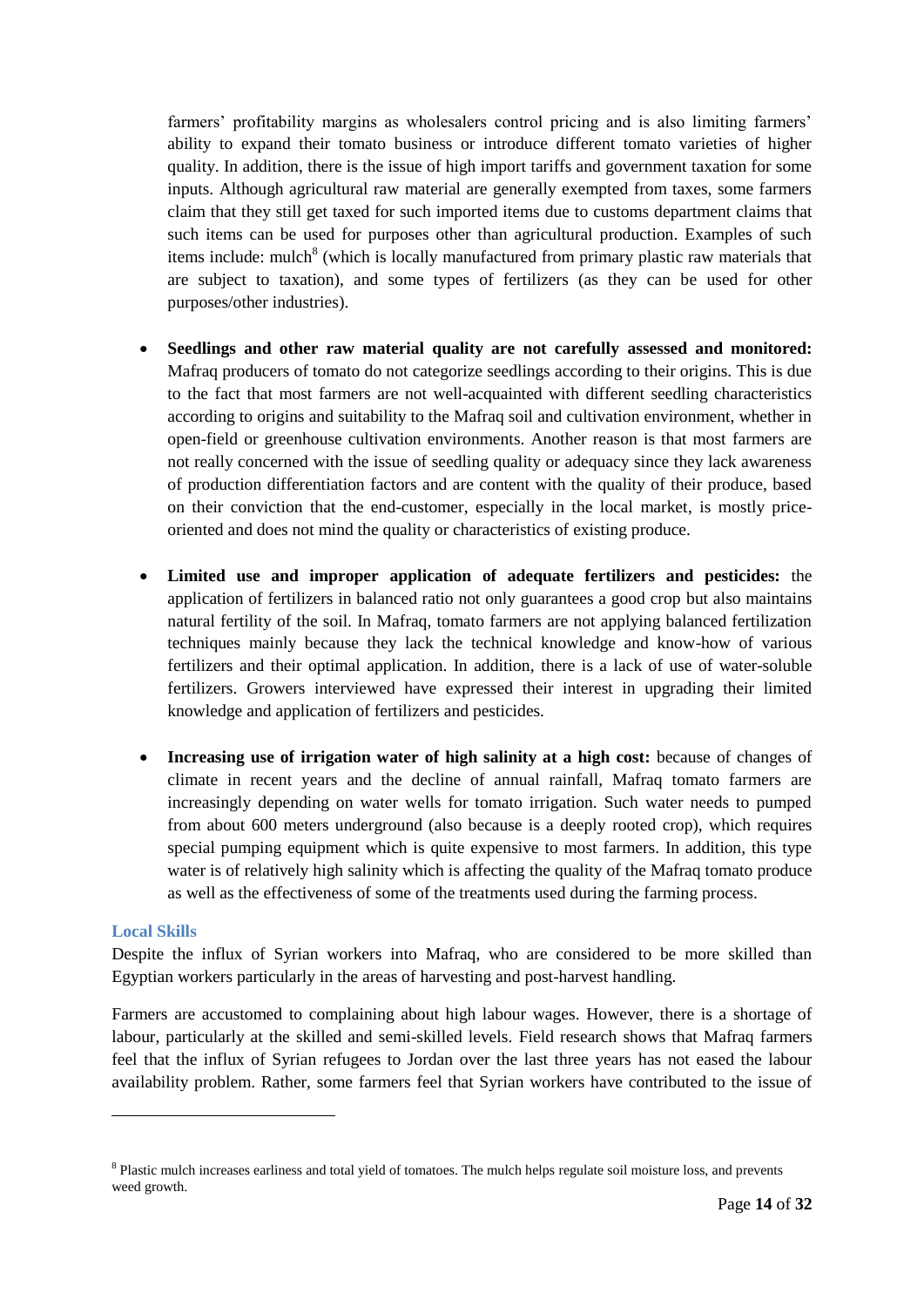farmers' profitability margins as wholesalers control pricing and is also limiting farmers' ability to expand their tomato business or introduce different tomato varieties of higher quality. In addition, there is the issue of high import tariffs and government taxation for some inputs. Although agricultural raw material are generally exempted from taxes, some farmers claim that they still get taxed for such imported items due to customs department claims that such items can be used for purposes other than agricultural production. Examples of such items include: mulch[8] (which is locally manufactured from primary plastic raw materials that are subject to taxation), and some types of fertilizers (as they can be used for other purposes/other industries).

- **Seedlings and other raw material quality are not carefully assessed and monitored:** Mafraq producers of tomato do not categorize seedlings according to their origins. This is due to the fact that most farmers are not well-acquainted with different seedling characteristics according to origins and suitability to the Mafraq soil and cultivation environment, whether in open-field or greenhouse cultivation environments. Another reason is that most farmers are not really concerned with the issue of seedling quality or adequacy since they lack awareness of production differentiation factors and are content with the quality of their produce, based on their conviction that the end-customer, especially in the local market, is mostly price-oriented and does not mind the quality or characteristics of existing produce.

- **Limited use and improper application of adequate fertilizers and pesticides:** the application of fertilizers in balanced ratio not only guarantees a good crop but also maintains natural fertility of the soil. In Mafraq, tomato farmers are not applying balanced fertilization techniques mainly because they lack the technical knowledge and know-how of various fertilizers and their optimal application. In addition, there is a lack of use of water-soluble fertilizers. Growers interviewed have expressed their interest in upgrading their limited knowledge and application of fertilizers and pesticides.

- **Increasing use of irrigation water of high salinity at a high cost:** because of changes of climate in recent years and the decline of annual rainfall, Mafraq tomato farmers are increasingly depending on water wells for tomato irrigation. Such water needs to pumped from about 600 meters underground (also because is a deeply rooted crop), which requires special pumping equipment which is quite expensive to most farmers. In addition, this type water is of relatively high salinity which is affecting the quality of the Mafraq tomato produce as well as the effectiveness of some of the treatments used during the farming process.

### Local Skills

Despite the influx of Syrian workers into Mafraq, who are considered to be more skilled than Egyptian workers particularly in the areas of harvesting and post-harvest handling.

Farmers are accustomed to complaining about high labour wages. However, there is a shortage of labour, particularly at the skilled and semi-skilled levels. Field research shows that Mafraq farmers feel that the influx of Syrian refugees to Jordan over the last three years has not eased the labour availability problem. Rather, some farmers feel that Syrian workers have contributed to the issue of

---

[8] Plastic mulch increases earliness and total yield of tomatoes. The mulch helps regulate soil moisture loss, and prevents weed growth.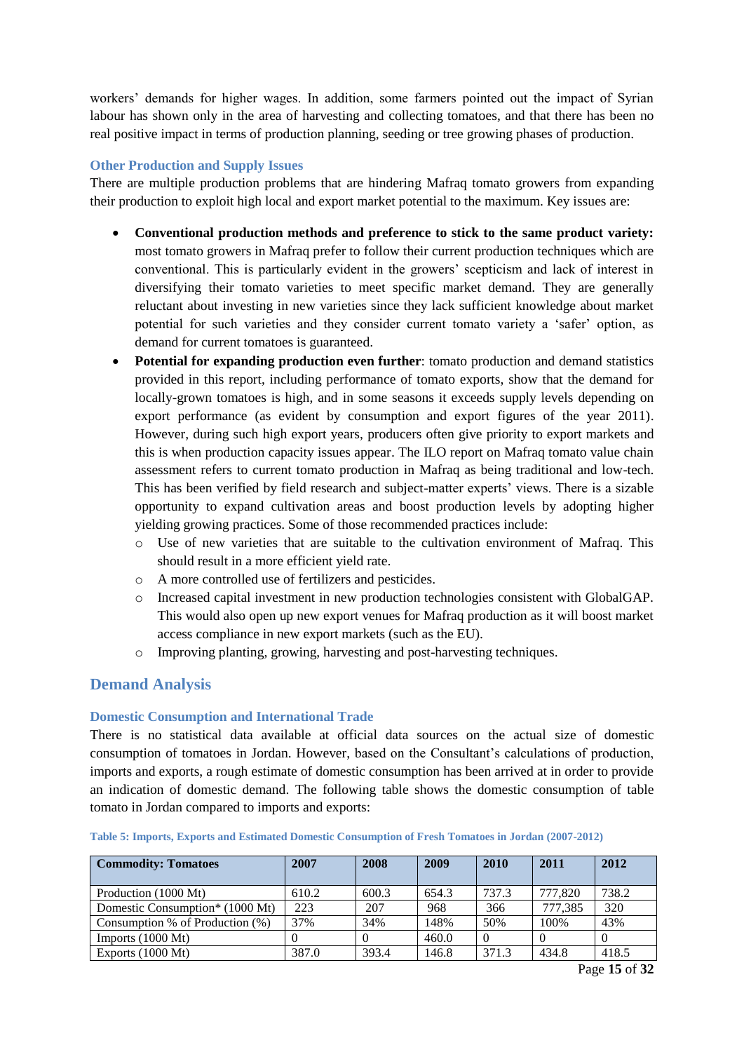workers' demands for higher wages. In addition, some farmers pointed out the impact of Syrian labour has shown only in the area of harvesting and collecting tomatoes, and that there has been no real positive impact in terms of production planning, seeding or tree growing phases of production.

### Other Production and Supply Issues

There are multiple production problems that are hindering Mafraq tomato growers from expanding their production to exploit high local and export market potential to the maximum. Key issues are:

- **Conventional production methods and preference to stick to the same product variety:** most tomato growers in Mafraq prefer to follow their current production techniques which are conventional. This is particularly evident in the growers' scepticism and lack of interest in diversifying their tomato varieties to meet specific market demand. They are generally reluctant about investing in new varieties since they lack sufficient knowledge about market potential for such varieties and they consider current tomato variety a 'safer' option, as demand for current tomatoes is guaranteed.
- **Potential for expanding production even further**: tomato production and demand statistics provided in this report, including performance of tomato exports, show that the demand for locally-grown tomatoes is high, and in some seasons it exceeds supply levels depending on export performance (as evident by consumption and export figures of the year 2011). However, during such high export years, producers often give priority to export markets and this is when production capacity issues appear. The ILO report on Mafraq tomato value chain assessment refers to current tomato production in Mafraq as being traditional and low-tech. This has been verified by field research and subject-matter experts' views. There is a sizable opportunity to expand cultivation areas and boost production levels by adopting higher yielding growing practices. Some of those recommended practices include:
    - Use of new varieties that are suitable to the cultivation environment of Mafraq. This should result in a more efficient yield rate.
    - A more controlled use of fertilizers and pesticides.
    - Increased capital investment in new production technologies consistent with GlobalGAP. This would also open up new export venues for Mafraq production as it will boost market access compliance in new export markets (such as the EU).
    - Improving planting, growing, harvesting and post-harvesting techniques.

## Demand Analysis

### Domestic Consumption and International Trade

There is no statistical data available at official data sources on the actual size of domestic consumption of tomatoes in Jordan. However, based on the Consultant's calculations of production, imports and exports, a rough estimate of domestic consumption has been arrived at in order to provide an indication of domestic demand. The following table shows the domestic consumption of table tomato in Jordan compared to imports and exports:

**Table 5: Imports, Exports and Estimated Domestic Consumption of Fresh Tomatoes in Jordan (2007-2012)**

| Commodity: Tomatoes | 2007 | 2008 | 2009 | 2010 | 2011 | 2012 |
|---|---|---|---|---|---|---|
| Production (1000 Mt) | 610.2 | 600.3 | 654.3 | 737.3 | 777,820 | 738.2 |
| Domestic Consumption* (1000 Mt) | 223 | 207 | 968 | 366 | 777,385 | 320 |
| Consumption % of Production (%) | 37% | 34% | 148% | 50% | 100% | 43% |
| Imports (1000 Mt) | 0 | 0 | 460.0 | 0 | 0 | 0 |
| Exports (1000 Mt) | 387.0 | 393.4 | 146.8 | 371.3 | 434.8 | 418.5 |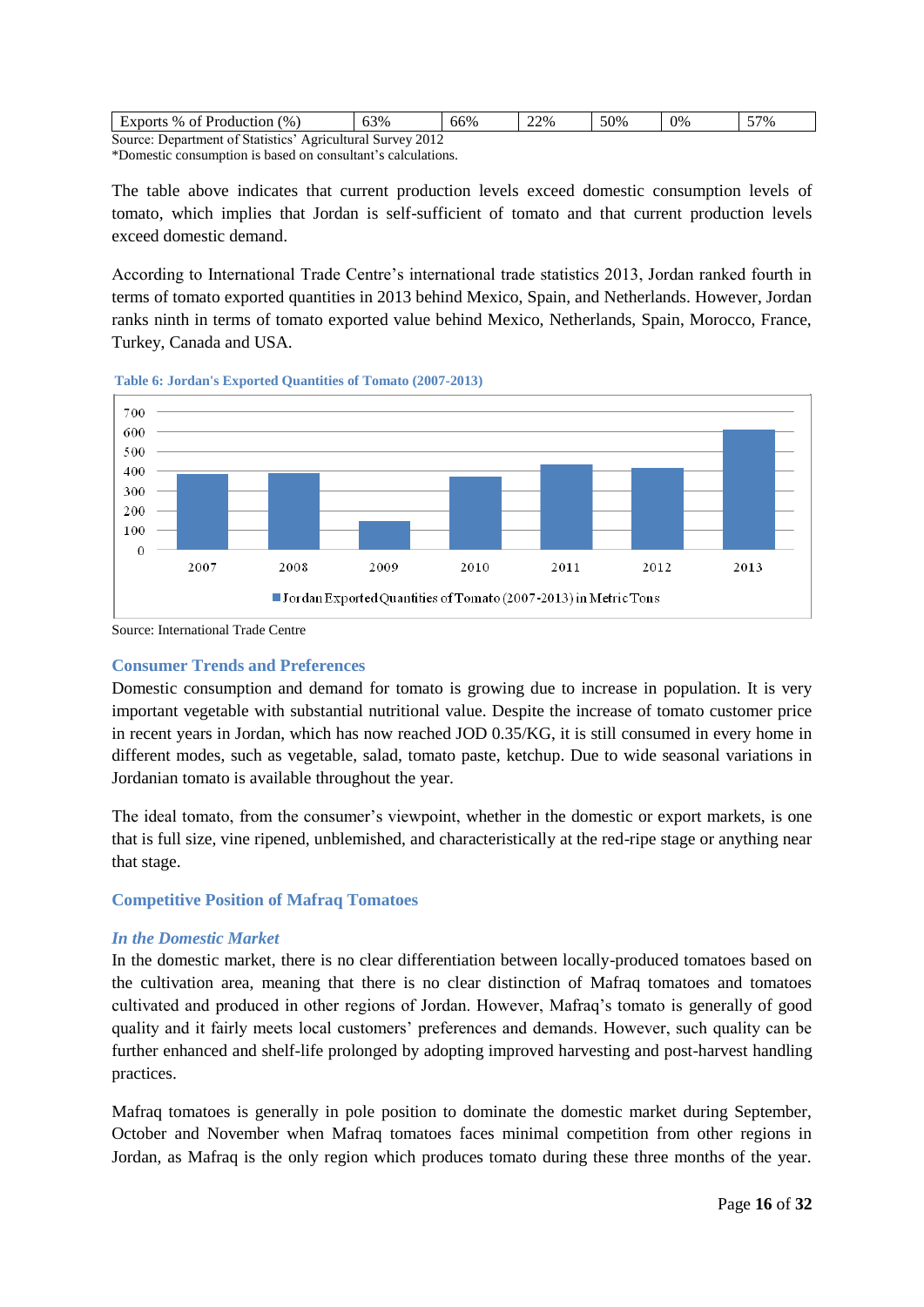| Exports % of Production (%) | 63% | 66% | 22% | 50% | 0% | 57% |
|---|---|---|---|---|---|---|

Source: Department of Statistics' Agricultural Survey 2012
*Domestic consumption is based on consultant's calculations.

The table above indicates that current production levels exceed domestic consumption levels of tomato, which implies that Jordan is self-sufficient of tomato and that current production levels exceed domestic demand.

According to International Trade Centre's international trade statistics 2013, Jordan ranked fourth in terms of tomato exported quantities in 2013 behind Mexico, Spain, and Netherlands. However, Jordan ranks ninth in terms of tomato exported value behind Mexico, Netherlands, Spain, Morocco, France, Turkey, Canada and USA.

**Table 6: Jordan's Exported Quantities of Tomato (2007-2013)**

Jordan Exported Quantities of Tomato (2007-2013) in Metric Tons

Source: International Trade Centre

## Consumer Trends and Preferences

Domestic consumption and demand for tomato is growing due to increase in population. It is very important vegetable with substantial nutritional value. Despite the increase of tomato customer price in recent years in Jordan, which has now reached JOD 0.35/KG, it is still consumed in every home in different modes, such as vegetable, salad, tomato paste, ketchup. Due to wide seasonal variations in Jordanian tomato is available throughout the year.

The ideal tomato, from the consumer's viewpoint, whether in the domestic or export markets, is one that is full size, vine ripened, unblemished, and characteristically at the red-ripe stage or anything near that stage.

## Competitive Position of Mafraq Tomatoes

### *In the Domestic Market*

In the domestic market, there is no clear differentiation between locally-produced tomatoes based on the cultivation area, meaning that there is no clear distinction of Mafraq tomatoes and tomatoes cultivated and produced in other regions of Jordan. However, Mafraq's tomato is generally of good quality and it fairly meets local customers' preferences and demands. However, such quality can be further enhanced and shelf-life prolonged by adopting improved harvesting and post-harvest handling practices.

Mafraq tomatoes is generally in pole position to dominate the domestic market during September, October and November when Mafraq tomatoes faces minimal competition from other regions in Jordan, as Mafraq is the only region which produces tomato during these three months of the year.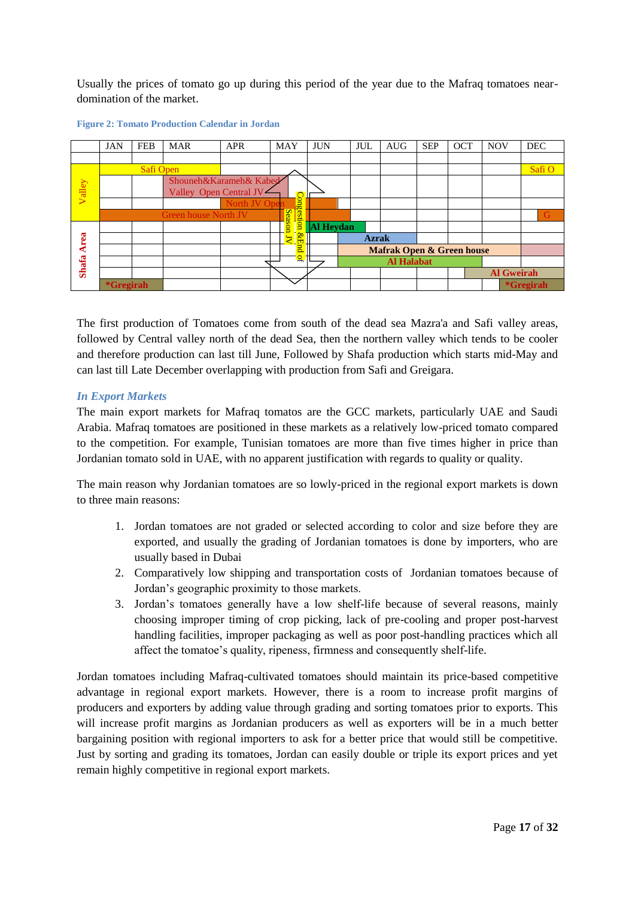Usually the prices of tomato go up during this period of the year due to the Mafraq tomatoes near-domination of the market.

**Figure 2: Tomato Production Calendar in Jordan**

| | JAN | FEB | MAR | APR | MAY | JUN | JUL | AUG | SEP | OCT | NOV | DEC |
|---|---|---|---|---|---|---|---|---|---|---|---|---|
| | | | | | | | | | | | | |
| Valley | Safi Open | | | | | | | | | | | Safi O |
| | | | Shouneh&Karameh& Kabed Valley Open Central JV | | | | | | | | | |
| | | | | North JV Open | | | | | | | | |
| | Green house North JV | | | | | | | | | | | G |
| Shafa Area | | | | | Congestion &End of Season JV | Al Heydan | | | | | | |
| | | | | | | | Azrak | | | | | |
| | | | | | | | Mafrak Open & Green house | | | | | |
| | | | | | | | Al Halabat | | | | | |
| | | | | | | | | | | Al Gweirah | | |
| | *Gregirah | | | | | | | | | | *Gregirah | |

The first production of Tomatoes come from south of the dead sea Mazra'a and Safi valley areas, followed by Central valley north of the dead Sea, then the northern valley which tends to be cooler and therefore production can last till June, Followed by Shafa production which starts mid-May and can last till Late December overlapping with production from Safi and Greigara.

### *In Export Markets*

The main export markets for Mafraq tomatos are the GCC markets, particularly UAE and Saudi Arabia. Mafraq tomatoes are positioned in these markets as a relatively low-priced tomato compared to the competition. For example, Tunisian tomatoes are more than five times higher in price than Jordanian tomato sold in UAE, with no apparent justification with regards to quality or quality.

The main reason why Jordanian tomatoes are so lowly-priced in the regional export markets is down to three main reasons:

1. Jordan tomatoes are not graded or selected according to color and size before they are exported, and usually the grading of Jordanian tomatoes is done by importers, who are usually based in Dubai
2. Comparatively low shipping and transportation costs of Jordanian tomatoes because of Jordan's geographic proximity to those markets.
3. Jordan's tomatoes generally have a low shelf-life because of several reasons, mainly choosing improper timing of crop picking, lack of pre-cooling and proper post-harvest handling facilities, improper packaging as well as poor post-handling practices which all affect the tomatoe's quality, ripeness, firmness and consequently shelf-life.

Jordan tomatoes including Mafraq-cultivated tomatoes should maintain its price-based competitive advantage in regional export markets. However, there is a room to increase profit margins of producers and exporters by adding value through grading and sorting tomatoes prior to exports. This will increase profit margins as Jordanian producers as well as exporters will be in a much better bargaining position with regional importers to ask for a better price that would still be competitive. Just by sorting and grading its tomatoes, Jordan can easily double or triple its export prices and yet remain highly competitive in regional export markets.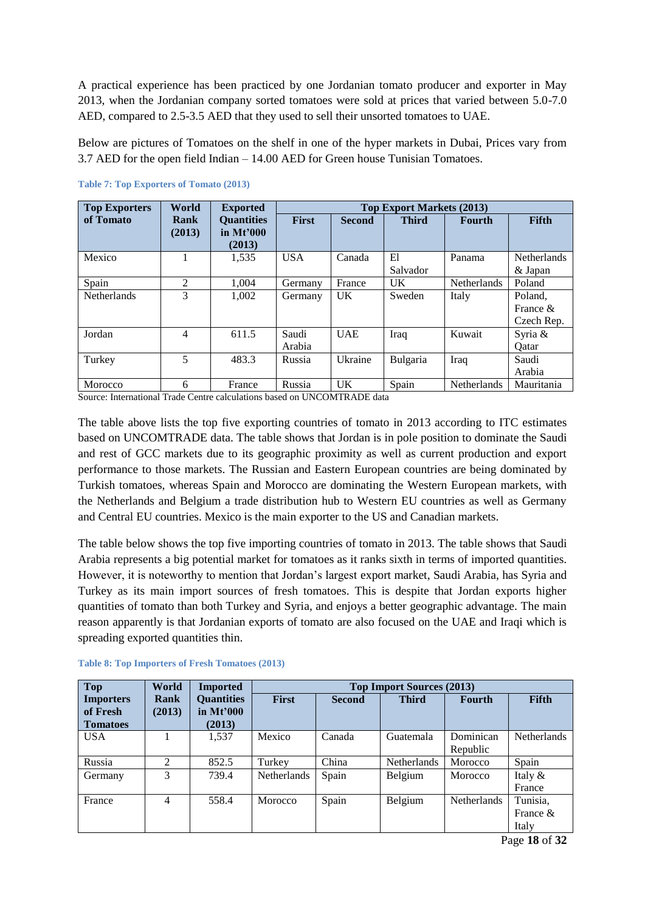A practical experience has been practiced by one Jordanian tomato producer and exporter in May 2013, when the Jordanian company sorted tomatoes were sold at prices that varied between 5.0-7.0 AED, compared to 2.5-3.5 AED that they used to sell their unsorted tomatoes to UAE.

Below are pictures of Tomatoes on the shelf in one of the hyper markets in Dubai, Prices vary from 3.7 AED for the open field Indian – 14.00 AED for Green house Tunisian Tomatoes.

**Table 7: Top Exporters of Tomato (2013)**

| Top Exporters of Tomato | World Rank (2013) | Exported Quantities in Mt'000 (2013) | Top Export Markets (2013) | | | | |
|---|---|---|---|---|---|---|---|
| | | | First | Second | Third | Fourth | Fifth |
| Mexico | 1 | 1,535 | USA | Canada | El Salvador | Panama | Netherlands & Japan |
| Spain | 2 | 1,004 | Germany | France | UK | Netherlands | Poland |
| Netherlands | 3 | 1,002 | Germany | UK | Sweden | Italy | Poland, France & Czech Rep. |
| Jordan | 4 | 611.5 | Saudi Arabia | UAE | Iraq | Kuwait | Syria & Qatar |
| Turkey | 5 | 483.3 | Russia | Ukraine | Bulgaria | Iraq | Saudi Arabia |
| Morocco | 6 | France | Russia | UK | Spain | Netherlands | Mauritania |

Source: International Trade Centre calculations based on UNCOMTRADE data

The table above lists the top five exporting countries of tomato in 2013 according to ITC estimates based on UNCOMTRADE data. The table shows that Jordan is in pole position to dominate the Saudi and rest of GCC markets due to its geographic proximity as well as current production and export performance to those markets. The Russian and Eastern European countries are being dominated by Turkish tomatoes, whereas Spain and Morocco are dominating the Western European markets, with the Netherlands and Belgium a trade distribution hub to Western EU countries as well as Germany and Central EU countries. Mexico is the main exporter to the US and Canadian markets.

The table below shows the top five importing countries of tomato in 2013. The table shows that Saudi Arabia represents a big potential market for tomatoes as it ranks sixth in terms of imported quantities. However, it is noteworthy to mention that Jordan's largest export market, Saudi Arabia, has Syria and Turkey as its main import sources of fresh tomatoes. This is despite that Jordan exports higher quantities of tomato than both Turkey and Syria, and enjoys a better geographic advantage. The main reason apparently is that Jordanian exports of tomato are also focused on the UAE and Iraqi which is spreading exported quantities thin.

**Table 8: Top Importers of Fresh Tomatoes (2013)**

| Top Importers of Fresh Tomatoes | World Rank (2013) | Imported Quantities in Mt'000 (2013) | Top Import Sources (2013) | | | | |
|---|---|---|---|---|---|---|---|
| | | | First | Second | Third | Fourth | Fifth |
| USA | 1 | 1,537 | Mexico | Canada | Guatemala | Dominican Republic | Netherlands |
| Russia | 2 | 852.5 | Turkey | China | Netherlands | Morocco | Spain |
| Germany | 3 | 739.4 | Netherlands | Spain | Belgium | Morocco | Italy & France |
| France | 4 | 558.4 | Morocco | Spain | Belgium | Netherlands | Tunisia, France & Italy |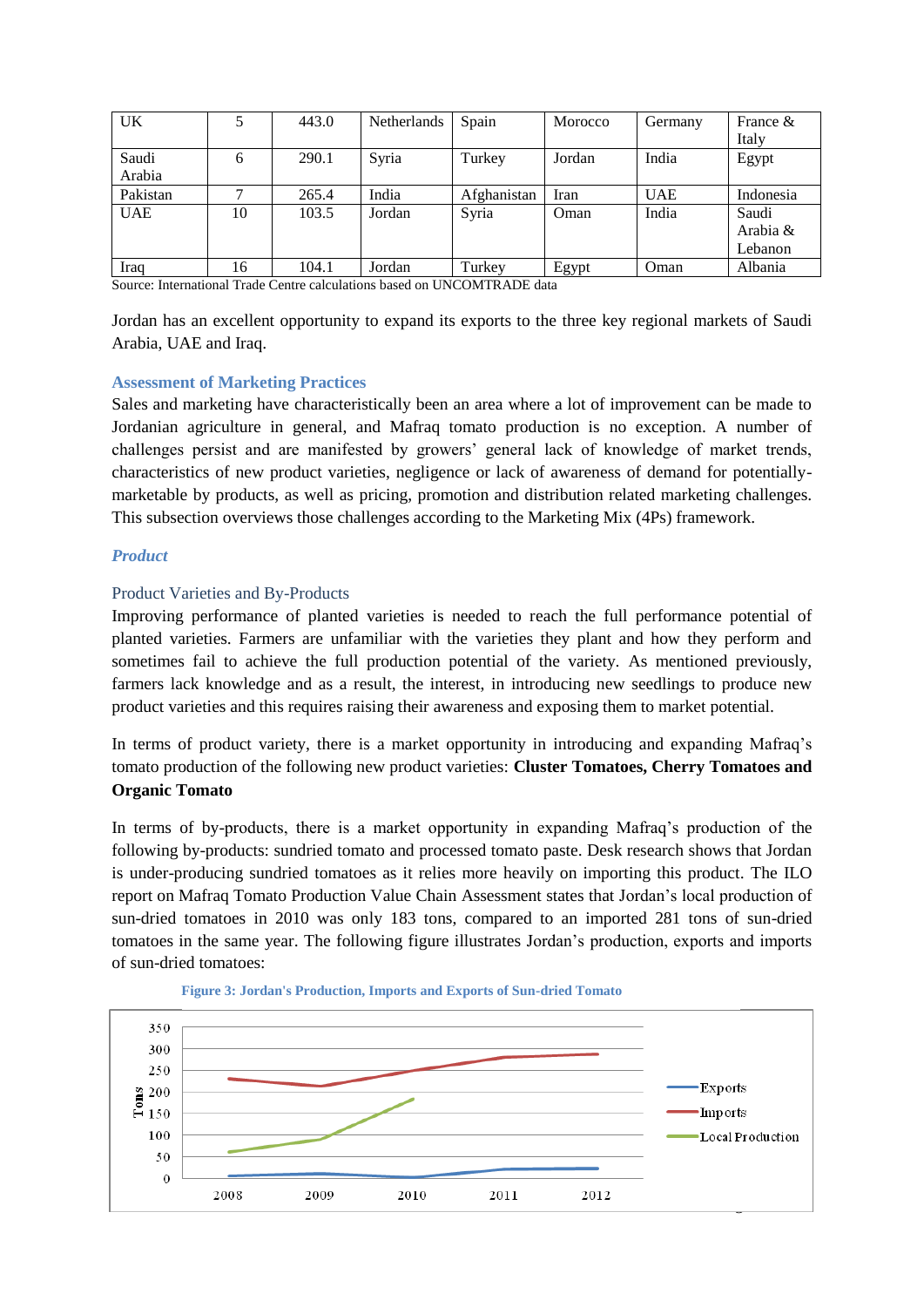| UK | 5 | 443.0 | Netherlands | Spain | Morocco | Germany | France & Italy |
|---|---|---|---|---|---|---|---|
| Saudi Arabia | 6 | 290.1 | Syria | Turkey | Jordan | India | Egypt |
| Pakistan | 7 | 265.4 | India | Afghanistan | Iran | UAE | Indonesia |
| UAE | 10 | 103.5 | Jordan | Syria | Oman | India | Saudi Arabia & Lebanon |
| Iraq | 16 | 104.1 | Jordan | Turkey | Egypt | Oman | Albania |

Source: International Trade Centre calculations based on UNCOMTRADE data

Jordan has an excellent opportunity to expand its exports to the three key regional markets of Saudi Arabia, UAE and Iraq.

### Assessment of Marketing Practices

Sales and marketing have characteristically been an area where a lot of improvement can be made to Jordanian agriculture in general, and Mafraq tomato production is no exception. A number of challenges persist and are manifested by growers' general lack of knowledge of market trends, characteristics of new product varieties, negligence or lack of awareness of demand for potentially-marketable by products, as well as pricing, promotion and distribution related marketing challenges. This subsection overviews those challenges according to the Marketing Mix (4Ps) framework.

#### *Product*

#### Product Varieties and By-Products

Improving performance of planted varieties is needed to reach the full performance potential of planted varieties. Farmers are unfamiliar with the varieties they plant and how they perform and sometimes fail to achieve the full production potential of the variety. As mentioned previously, farmers lack knowledge and as a result, the interest, in introducing new seedlings to produce new product varieties and this requires raising their awareness and exposing them to market potential.

In terms of product variety, there is a market opportunity in introducing and expanding Mafraq's tomato production of the following new product varieties: **Cluster Tomatoes, Cherry Tomatoes and Organic Tomato**

In terms of by-products, there is a market opportunity in expanding Mafraq's production of the following by-products: sundried tomato and processed tomato paste. Desk research shows that Jordan is under-producing sundried tomatoes as it relies more heavily on importing this product. The ILO report on Mafraq Tomato Production Value Chain Assessment states that Jordan's local production of sun-dried tomatoes in 2010 was only 183 tons, compared to an imported 281 tons of sun-dried tomatoes in the same year. The following figure illustrates Jordan's production, exports and imports of sun-dried tomatoes:

Figure 3: Jordan's Production, Imports and Exports of Sun-dried Tomato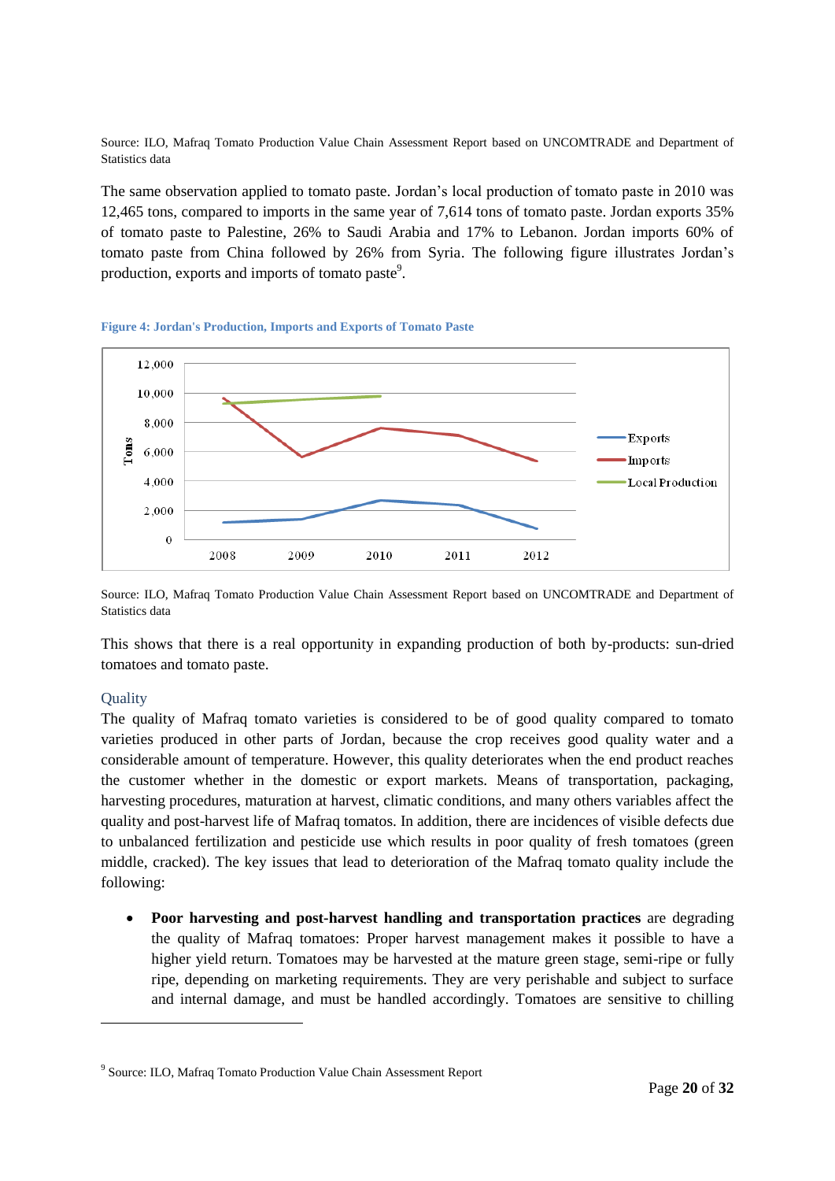Source: ILO, Mafraq Tomato Production Value Chain Assessment Report based on UNCOMTRADE and Department of Statistics data

The same observation applied to tomato paste. Jordan's local production of tomato paste in 2010 was 12,465 tons, compared to imports in the same year of 7,614 tons of tomato paste. Jordan exports 35% of tomato paste to Palestine, 26% to Saudi Arabia and 17% to Lebanon. Jordan imports 60% of tomato paste from China followed by 26% from Syria. The following figure illustrates Jordan's production, exports and imports of tomato paste[9].

**Figure 4: Jordan's Production, Imports and Exports of Tomato Paste**

Source: ILO, Mafraq Tomato Production Value Chain Assessment Report based on UNCOMTRADE and Department of Statistics data

This shows that there is a real opportunity in expanding production of both by-products: sun-dried tomatoes and tomato paste.

## Quality

The quality of Mafraq tomato varieties is considered to be of good quality compared to tomato varieties produced in other parts of Jordan, because the crop receives good quality water and a considerable amount of temperature. However, this quality deteriorates when the end product reaches the customer whether in the domestic or export markets. Means of transportation, packaging, harvesting procedures, maturation at harvest, climatic conditions, and many others variables affect the quality and post-harvest life of Mafraq tomatos. In addition, there are incidences of visible defects due to unbalanced fertilization and pesticide use which results in poor quality of fresh tomatoes (green middle, cracked). The key issues that lead to deterioration of the Mafraq tomato quality include the following:

- **Poor harvesting and post-harvest handling and transportation practices** are degrading the quality of Mafraq tomatoes: Proper harvest management makes it possible to have a higher yield return. Tomatoes may be harvested at the mature green stage, semi-ripe or fully ripe, depending on marketing requirements. They are very perishable and subject to surface and internal damage, and must be handled accordingly. Tomatoes are sensitive to chilling

[9] Source: ILO, Mafraq Tomato Production Value Chain Assessment Report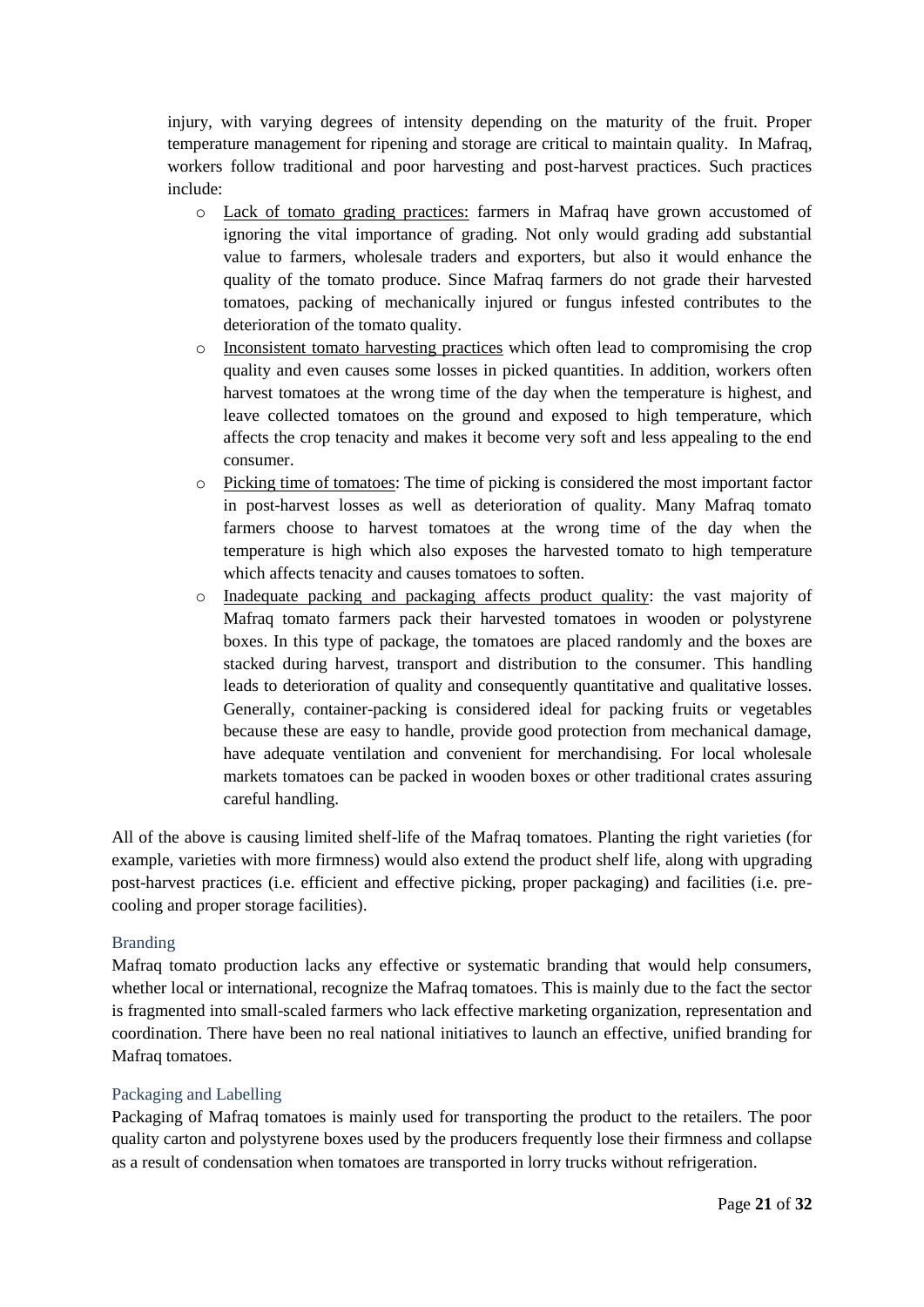injury, with varying degrees of intensity depending on the maturity of the fruit. Proper temperature management for ripening and storage are critical to maintain quality. In Mafraq, workers follow traditional and poor harvesting and post-harvest practices. Such practices include:

- Lack of tomato grading practices: farmers in Mafraq have grown accustomed of ignoring the vital importance of grading. Not only would grading add substantial value to farmers, wholesale traders and exporters, but also it would enhance the quality of the tomato produce. Since Mafraq farmers do not grade their harvested tomatoes, packing of mechanically injured or fungus infested contributes to the deterioration of the tomato quality.
- Inconsistent tomato harvesting practices which often lead to compromising the crop quality and even causes some losses in picked quantities. In addition, workers often harvest tomatoes at the wrong time of the day when the temperature is highest, and leave collected tomatoes on the ground and exposed to high temperature, which affects the crop tenacity and makes it become very soft and less appealing to the end consumer.
- Picking time of tomatoes: The time of picking is considered the most important factor in post-harvest losses as well as deterioration of quality. Many Mafraq tomato farmers choose to harvest tomatoes at the wrong time of the day when the temperature is high which also exposes the harvested tomato to high temperature which affects tenacity and causes tomatoes to soften.
- Inadequate packing and packaging affects product quality: the vast majority of Mafraq tomato farmers pack their harvested tomatoes in wooden or polystyrene boxes. In this type of package, the tomatoes are placed randomly and the boxes are stacked during harvest, transport and distribution to the consumer. This handling leads to deterioration of quality and consequently quantitative and qualitative losses. Generally, container-packing is considered ideal for packing fruits or vegetables because these are easy to handle, provide good protection from mechanical damage, have adequate ventilation and convenient for merchandising. For local wholesale markets tomatoes can be packed in wooden boxes or other traditional crates assuring careful handling.

All of the above is causing limited shelf-life of the Mafraq tomatoes. Planting the right varieties (for example, varieties with more firmness) would also extend the product shelf life, along with upgrading post-harvest practices (i.e. efficient and effective picking, proper packaging) and facilities (i.e. pre-cooling and proper storage facilities).

### Branding

Mafraq tomato production lacks any effective or systematic branding that would help consumers, whether local or international, recognize the Mafraq tomatoes. This is mainly due to the fact the sector is fragmented into small-scaled farmers who lack effective marketing organization, representation and coordination. There have been no real national initiatives to launch an effective, unified branding for Mafraq tomatoes.

### Packaging and Labelling

Packaging of Mafraq tomatoes is mainly used for transporting the product to the retailers. The poor quality carton and polystyrene boxes used by the producers frequently lose their firmness and collapse as a result of condensation when tomatoes are transported in lorry trucks without refrigeration.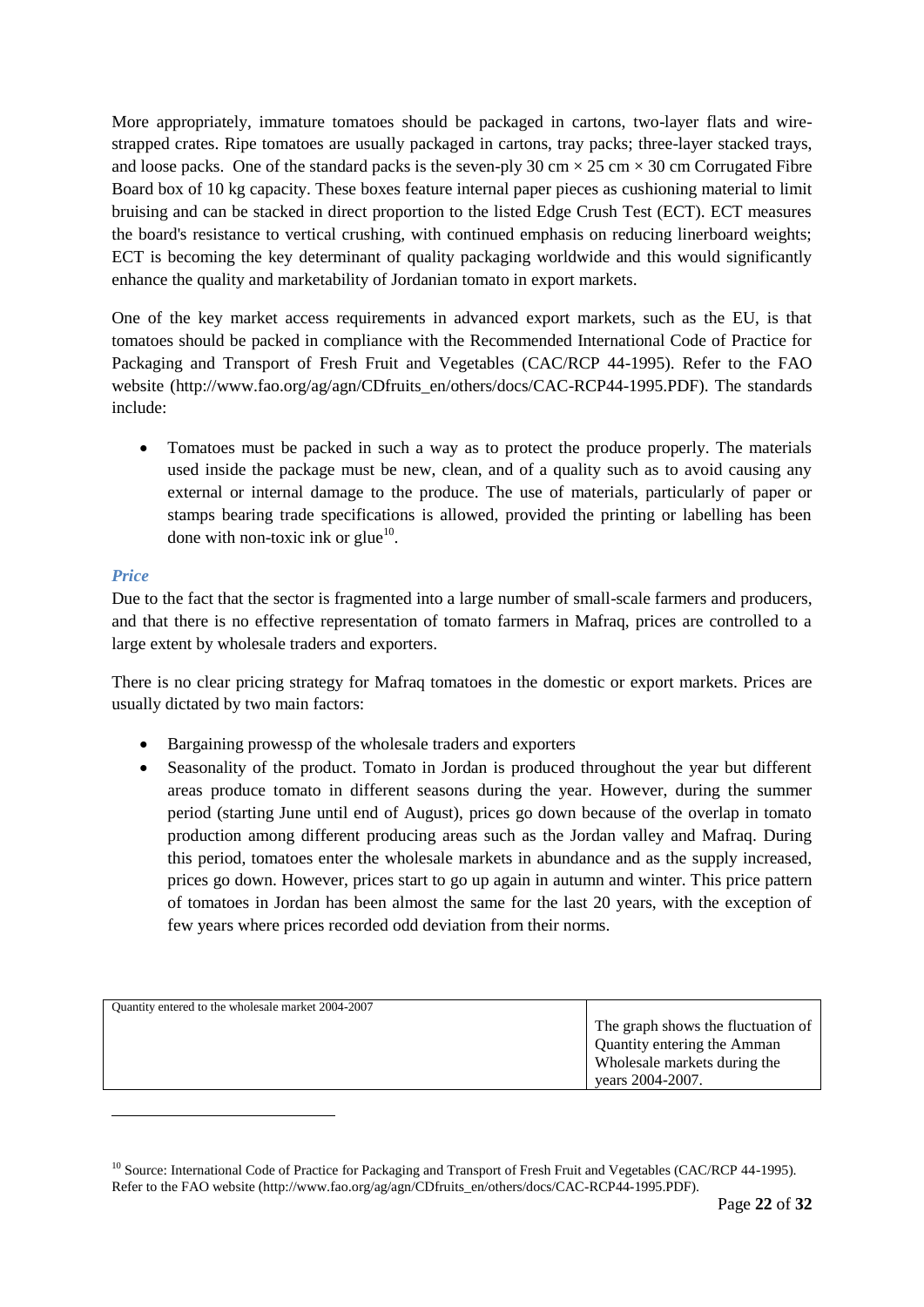More appropriately, immature tomatoes should be packaged in cartons, two-layer flats and wire-strapped crates. Ripe tomatoes are usually packaged in cartons, tray packs; three-layer stacked trays, and loose packs. One of the standard packs is the seven-ply 30 cm × 25 cm × 30 cm Corrugated Fibre Board box of 10 kg capacity. These boxes feature internal paper pieces as cushioning material to limit bruising and can be stacked in direct proportion to the listed Edge Crush Test (ECT). ECT measures the board's resistance to vertical crushing, with continued emphasis on reducing linerboard weights; ECT is becoming the key determinant of quality packaging worldwide and this would significantly enhance the quality and marketability of Jordanian tomato in export markets.

One of the key market access requirements in advanced export markets, such as the EU, is that tomatoes should be packed in compliance with the Recommended International Code of Practice for Packaging and Transport of Fresh Fruit and Vegetables (CAC/RCP 44-1995). Refer to the FAO website (http://www.fao.org/ag/agn/CDfruits_en/others/docs/CAC-RCP44-1995.PDF). The standards include:

- Tomatoes must be packed in such a way as to protect the produce properly. The materials used inside the package must be new, clean, and of a quality such as to avoid causing any external or internal damage to the produce. The use of materials, particularly of paper or stamps bearing trade specifications is allowed, provided the printing or labelling has been done with non-toxic ink or glue[10].

### *Price*

Due to the fact that the sector is fragmented into a large number of small-scale farmers and producers, and that there is no effective representation of tomato farmers in Mafraq, prices are controlled to a large extent by wholesale traders and exporters.

There is no clear pricing strategy for Mafraq tomatoes in the domestic or export markets. Prices are usually dictated by two main factors:

- Bargaining prowessp of the wholesale traders and exporters
- Seasonality of the product. Tomato in Jordan is produced throughout the year but different areas produce tomato in different seasons during the year. However, during the summer period (starting June until end of August), prices go down because of the overlap in tomato production among different producing areas such as the Jordan valley and Mafraq. During this period, tomatoes enter the wholesale markets in abundance and as the supply increased, prices go down. However, prices start to go up again in autumn and winter. This price pattern of tomatoes in Jordan has been almost the same for the last 20 years, with the exception of few years where prices recorded odd deviation from their norms.

| Quantity entered to the wholesale market 2004-2007 | The graph shows the fluctuation of Quantity entering the Amman Wholesale markets during the years 2004-2007. |
|---|---|

[10] Source: International Code of Practice for Packaging and Transport of Fresh Fruit and Vegetables (CAC/RCP 44-1995). Refer to the FAO website (http://www.fao.org/ag/agn/CDfruits_en/others/docs/CAC-RCP44-1995.PDF).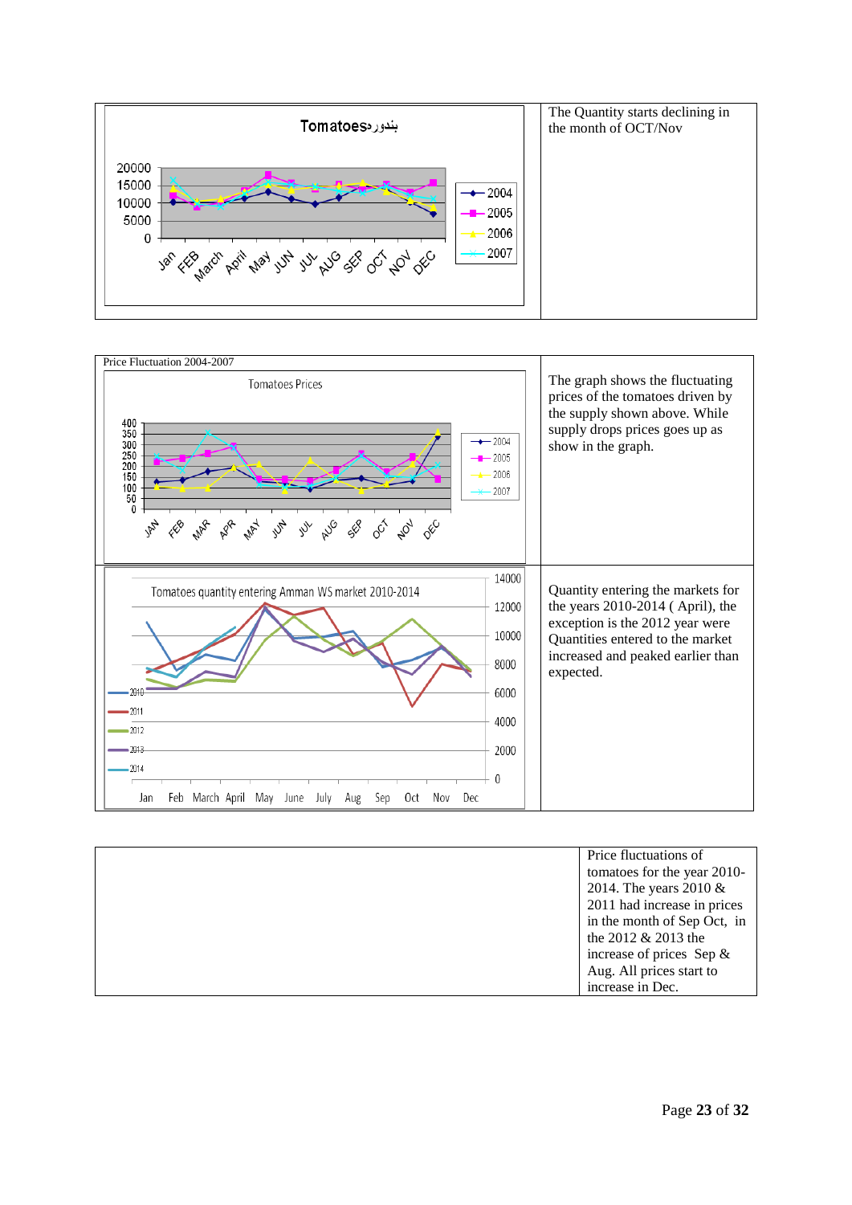| Tomatoesبندورة | The Quantity starts declining in the month of OCT/Nov |
|---|---|

| Price Fluctuation 2004-2007 | The graph shows the fluctuating prices of the tomatoes driven by the supply shown above. While supply drops prices goes up as show in the graph. |
|---|---|
| Tomatoes quantity entering Amman WS market 2010-2014 | Quantity entering the markets for the years 2010-2014 ( April), the exception is the 2012 year were Quantities entered to the market increased and peaked earlier than expected. |

| | Price fluctuations of tomatoes for the year 2010-2014. The years 2010 & 2011 had increase in prices in the month of Sep Oct, in the 2012 & 2013 the increase of prices Sep & Aug. All prices start to increase in Dec. |
|---|---|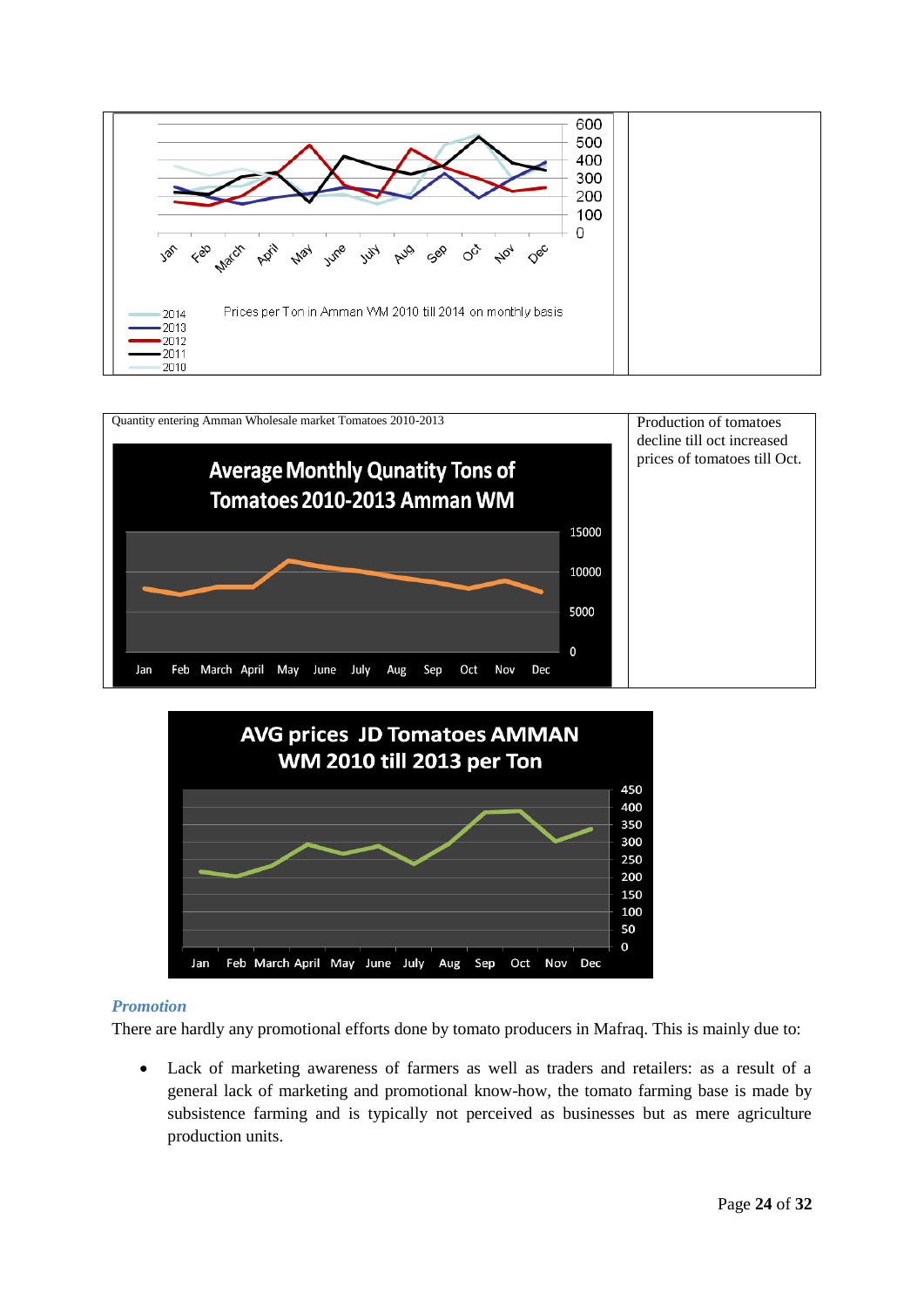Prices per Ton in Amman WM 2010 till 2014 on monthly basis

| Quantity entering Amman Wholesale market Tomatoes 2010-2013 | Production of tomatoes decline till oct increased prices of tomatoes till Oct. |
|---|---|

Average Monthly Qunatity Tons of Tomatoes 2010-2013 Amman WM

AVG prices JD Tomatoes AMMAN WM 2010 till 2013 per Ton

### *Promotion*

There are hardly any promotional efforts done by tomato producers in Mafraq. This is mainly due to:

- Lack of marketing awareness of farmers as well as traders and retailers: as a result of a general lack of marketing and promotional know-how, the tomato farming base is made by subsistence farming and is typically not perceived as businesses but as mere agriculture production units.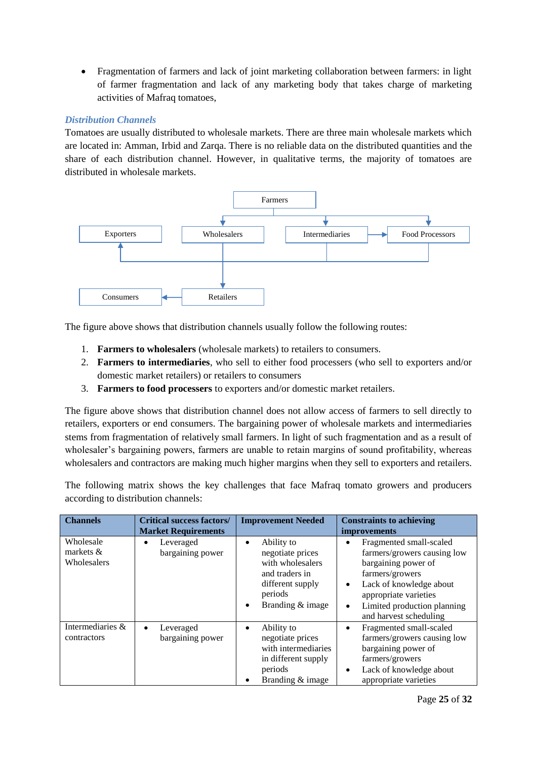- Fragmentation of farmers and lack of joint marketing collaboration between farmers: in light of farmer fragmentation and lack of any marketing body that takes charge of marketing activities of Mafraq tomatoes,

### *Distribution Channels*

Tomatoes are usually distributed to wholesale markets. There are three main wholesale markets which are located in: Amman, Irbid and Zarqa. There is no reliable data on the distributed quantities and the share of each distribution channel. However, in qualitative terms, the majority of tomatoes are distributed in wholesale markets.

Farmers

Exporters | Wholesalers | Intermediaries | Food Processors

Consumers | Retailers

The figure above shows that distribution channels usually follow the following routes:

1. **Farmers to wholesalers** (wholesale markets) to retailers to consumers.
2. **Farmers to intermediaries**, who sell to either food processers (who sell to exporters and/or domestic market retailers) or retailers to consumers
3. **Farmers to food processers** to exporters and/or domestic market retailers.

The figure above shows that distribution channel does not allow access of farmers to sell directly to retailers, exporters or end consumers. The bargaining power of wholesale markets and intermediaries stems from fragmentation of relatively small farmers. In light of such fragmentation and as a result of wholesaler's bargaining powers, farmers are unable to retain margins of sound profitability, whereas wholesalers and contractors are making much higher margins when they sell to exporters and retailers.

The following matrix shows the key challenges that face Mafraq tomato growers and producers according to distribution channels:

| Channels | Critical success factors/ Market Requirements | Improvement Needed | Constraints to achieving improvements |
|---|---|---|---|
| Wholesale markets & Wholesalers | • Leveraged bargaining power | • Ability to negotiate prices with wholesalers and traders in different supply periods<br>• Branding & image | • Fragmented small-scaled farmers/growers causing low bargaining power of farmers/growers<br>• Lack of knowledge about appropriate varieties<br>• Limited production planning and harvest scheduling |
| Intermediaries & contractors | • Leveraged bargaining power | • Ability to negotiate prices with intermediaries in different supply periods<br>• Branding & image | • Fragmented small-scaled farmers/growers causing low bargaining power of farmers/growers<br>• Lack of knowledge about appropriate varieties |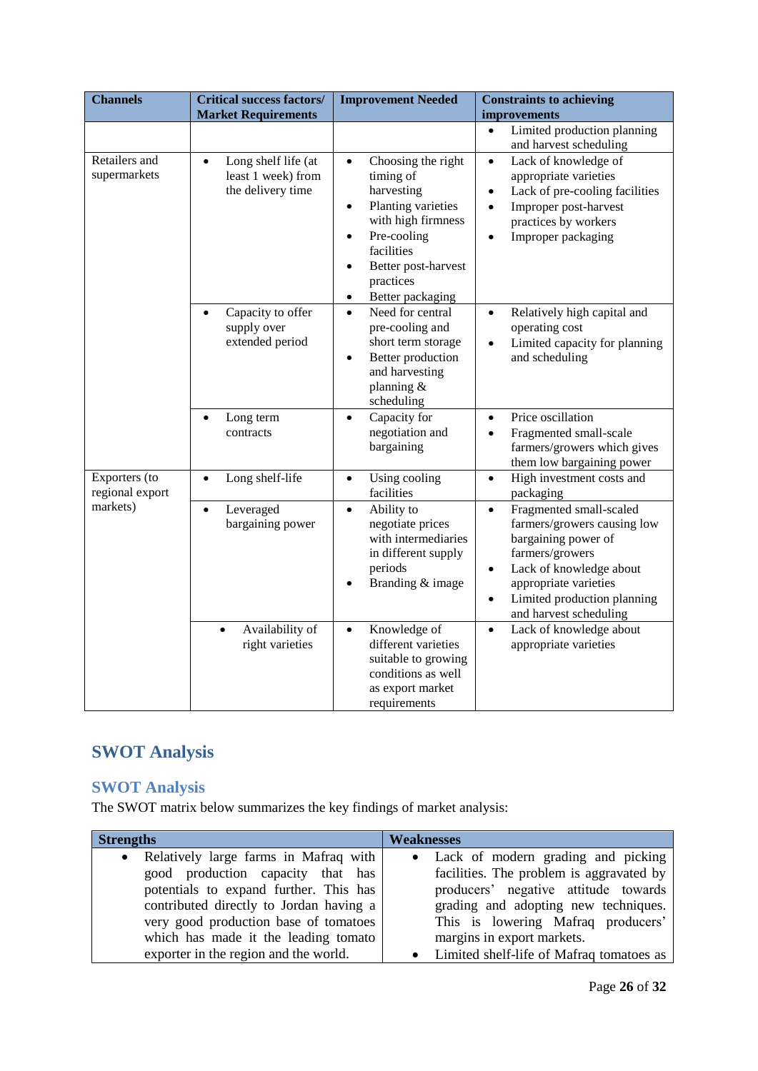| Channels | Critical success factors/ Market Requirements | Improvement Needed | Constraints to achieving improvements |
|---|---|---|---|
| | | | • Limited production planning and harvest scheduling |
| Retailers and supermarkets | • Long shelf life (at least 1 week) from the delivery time | • Choosing the right timing of harvesting<br>• Planting varieties with high firmness<br>• Pre-cooling facilities<br>• Better post-harvest practices<br>• Better packaging | • Lack of knowledge of appropriate varieties<br>• Lack of pre-cooling facilities<br>• Improper post-harvest practices by workers<br>• Improper packaging |
| | • Capacity to offer supply over extended period | • Need for central pre-cooling and short term storage<br>• Better production and harvesting planning & scheduling | • Relatively high capital and operating cost<br>• Limited capacity for planning and scheduling |
| | • Long term contracts | • Capacity for negotiation and bargaining | • Price oscillation<br>• Fragmented small-scale farmers/growers which gives them low bargaining power |
| Exporters (to regional export markets) | • Long shelf-life | • Using cooling facilities | • High investment costs and packaging |
| | • Leveraged bargaining power | • Ability to negotiate prices with intermediaries in different supply periods<br>• Branding & image | • Fragmented small-scaled farmers/growers causing low bargaining power of farmers/growers<br>• Lack of knowledge about appropriate varieties<br>• Limited production planning and harvest scheduling |
| | • Availability of right varieties | • Knowledge of different varieties suitable to growing conditions as well as export market requirements | • Lack of knowledge about appropriate varieties |

# SWOT Analysis

## SWOT Analysis

The SWOT matrix below summarizes the key findings of market analysis:

| Strengths | Weaknesses |
|---|---|
| • Relatively large farms in Mafraq with good production capacity that has potentials to expand further. This has contributed directly to Jordan having a very good production base of tomatoes which has made it the leading tomato exporter in the region and the world. | • Lack of modern grading and picking facilities. The problem is aggravated by producers' negative attitude towards grading and adopting new techniques. This is lowering Mafraq producers' margins in export markets.<br>• Limited shelf-life of Mafraq tomatoes as |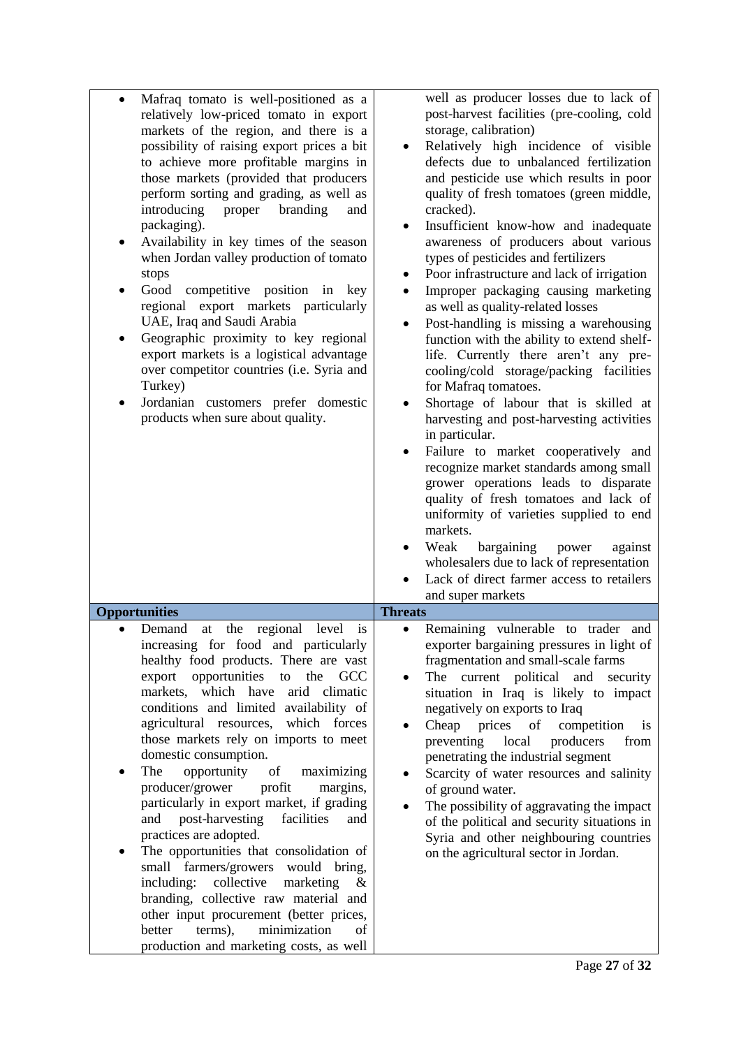| | |
|---|---|
| • Mafraq tomato is well-positioned as a relatively low-priced tomato in export markets of the region, and there is a possibility of raising export prices a bit to achieve more profitable margins in those markets (provided that producers perform sorting and grading, as well as introducing proper branding and packaging).<br>• Availability in key times of the season when Jordan valley production of tomato stops<br>• Good competitive position in key regional export markets particularly UAE, Iraq and Saudi Arabia<br>• Geographic proximity to key regional export markets is a logistical advantage over competitor countries (i.e. Syria and Turkey)<br>• Jordanian customers prefer domestic products when sure about quality. | well as producer losses due to lack of post-harvest facilities (pre-cooling, cold storage, calibration)<br>• Relatively high incidence of visible defects due to unbalanced fertilization and pesticide use which results in poor quality of fresh tomatoes (green middle, cracked).<br>• Insufficient know-how and inadequate awareness of producers about various types of pesticides and fertilizers<br>• Poor infrastructure and lack of irrigation<br>• Improper packaging causing marketing as well as quality-related losses<br>• Post-handling is missing a warehousing function with the ability to extend shelf-life. Currently there aren't any pre-cooling/cold storage/packing facilities for Mafraq tomatoes.<br>• Shortage of labour that is skilled at harvesting and post-harvesting activities in particular.<br>• Failure to market cooperatively and recognize market standards among small grower operations leads to disparate quality of fresh tomatoes and lack of uniformity of varieties supplied to end markets.<br>• Weak bargaining power against wholesalers due to lack of representation<br>• Lack of direct farmer access to retailers and super markets |
| **Opportunities** | **Threats** |
| • Demand at the regional level is increasing for food and particularly healthy food products. There are vast export opportunities to the GCC markets, which have arid climatic conditions and limited availability of agricultural resources, which forces those markets rely on imports to meet domestic consumption.<br>• The opportunity of maximizing producer/grower profit margins, particularly in export market, if grading and post-harvesting facilities and practices are adopted.<br>• The opportunities that consolidation of small farmers/growers would bring, including: collective marketing & branding, collective raw material and other input procurement (better prices, better terms), minimization of production and marketing costs, as well | • Remaining vulnerable to trader and exporter bargaining pressures in light of fragmentation and small-scale farms<br>• The current political and security situation in Iraq is likely to impact negatively on exports to Iraq<br>• Cheap prices of competition is preventing local producers from penetrating the industrial segment<br>• Scarcity of water resources and salinity of ground water.<br>• The possibility of aggravating the impact of the political and security situations in Syria and other neighbouring countries on the agricultural sector in Jordan. |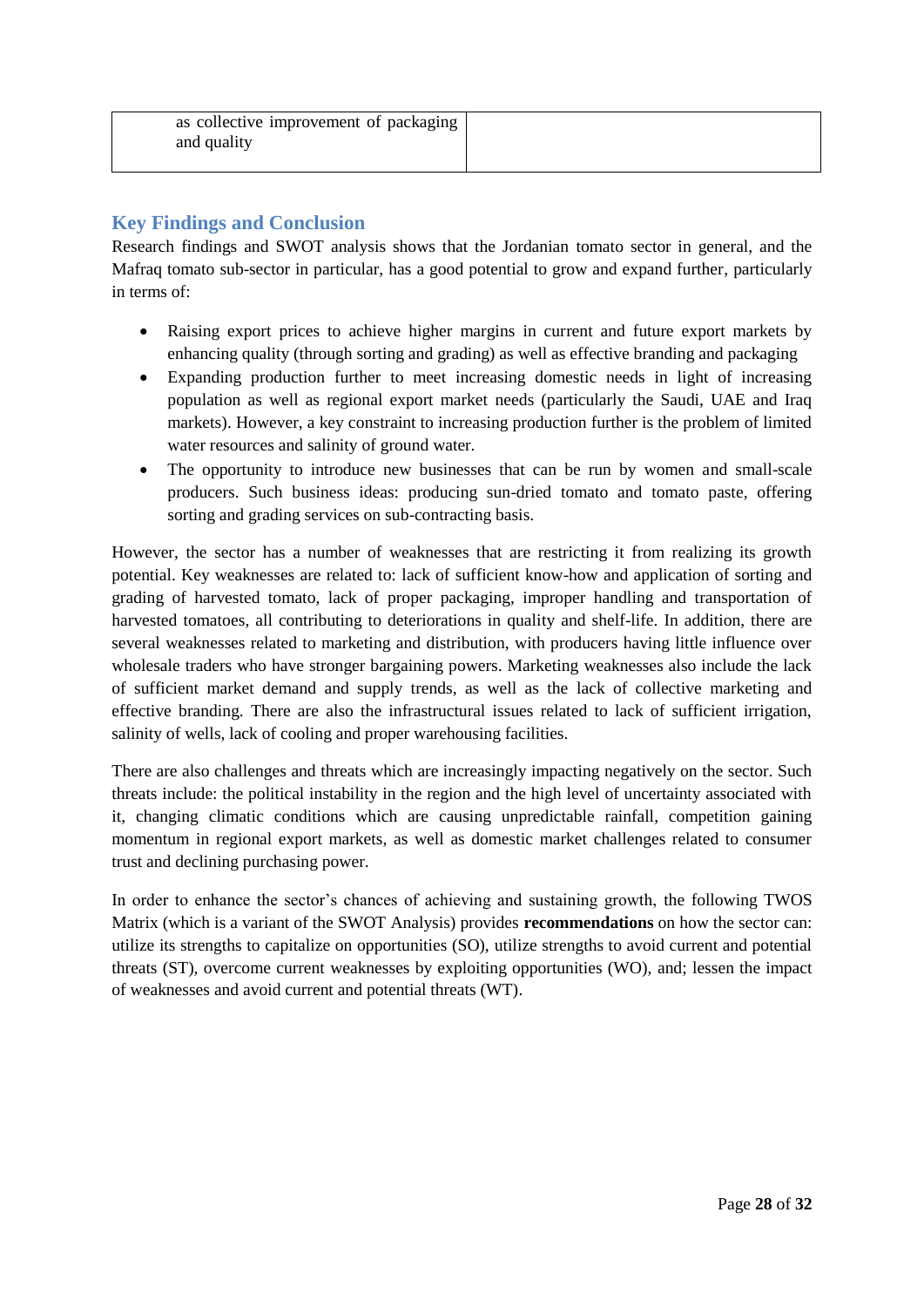| as collective improvement of packaging and quality | |
|---|---|

## Key Findings and Conclusion

Research findings and SWOT analysis shows that the Jordanian tomato sector in general, and the Mafraq tomato sub-sector in particular, has a good potential to grow and expand further, particularly in terms of:

- Raising export prices to achieve higher margins in current and future export markets by enhancing quality (through sorting and grading) as well as effective branding and packaging
- Expanding production further to meet increasing domestic needs in light of increasing population as well as regional export market needs (particularly the Saudi, UAE and Iraq markets). However, a key constraint to increasing production further is the problem of limited water resources and salinity of ground water.
- The opportunity to introduce new businesses that can be run by women and small-scale producers. Such business ideas: producing sun-dried tomato and tomato paste, offering sorting and grading services on sub-contracting basis.

However, the sector has a number of weaknesses that are restricting it from realizing its growth potential. Key weaknesses are related to: lack of sufficient know-how and application of sorting and grading of harvested tomato, lack of proper packaging, improper handling and transportation of harvested tomatoes, all contributing to deteriorations in quality and shelf-life. In addition, there are several weaknesses related to marketing and distribution, with producers having little influence over wholesale traders who have stronger bargaining powers. Marketing weaknesses also include the lack of sufficient market demand and supply trends, as well as the lack of collective marketing and effective branding. There are also the infrastructural issues related to lack of sufficient irrigation, salinity of wells, lack of cooling and proper warehousing facilities.

There are also challenges and threats which are increasingly impacting negatively on the sector. Such threats include: the political instability in the region and the high level of uncertainty associated with it, changing climatic conditions which are causing unpredictable rainfall, competition gaining momentum in regional export markets, as well as domestic market challenges related to consumer trust and declining purchasing power.

In order to enhance the sector's chances of achieving and sustaining growth, the following TWOS Matrix (which is a variant of the SWOT Analysis) provides **recommendations** on how the sector can: utilize its strengths to capitalize on opportunities (SO), utilize strengths to avoid current and potential threats (ST), overcome current weaknesses by exploiting opportunities (WO), and; lessen the impact of weaknesses and avoid current and potential threats (WT).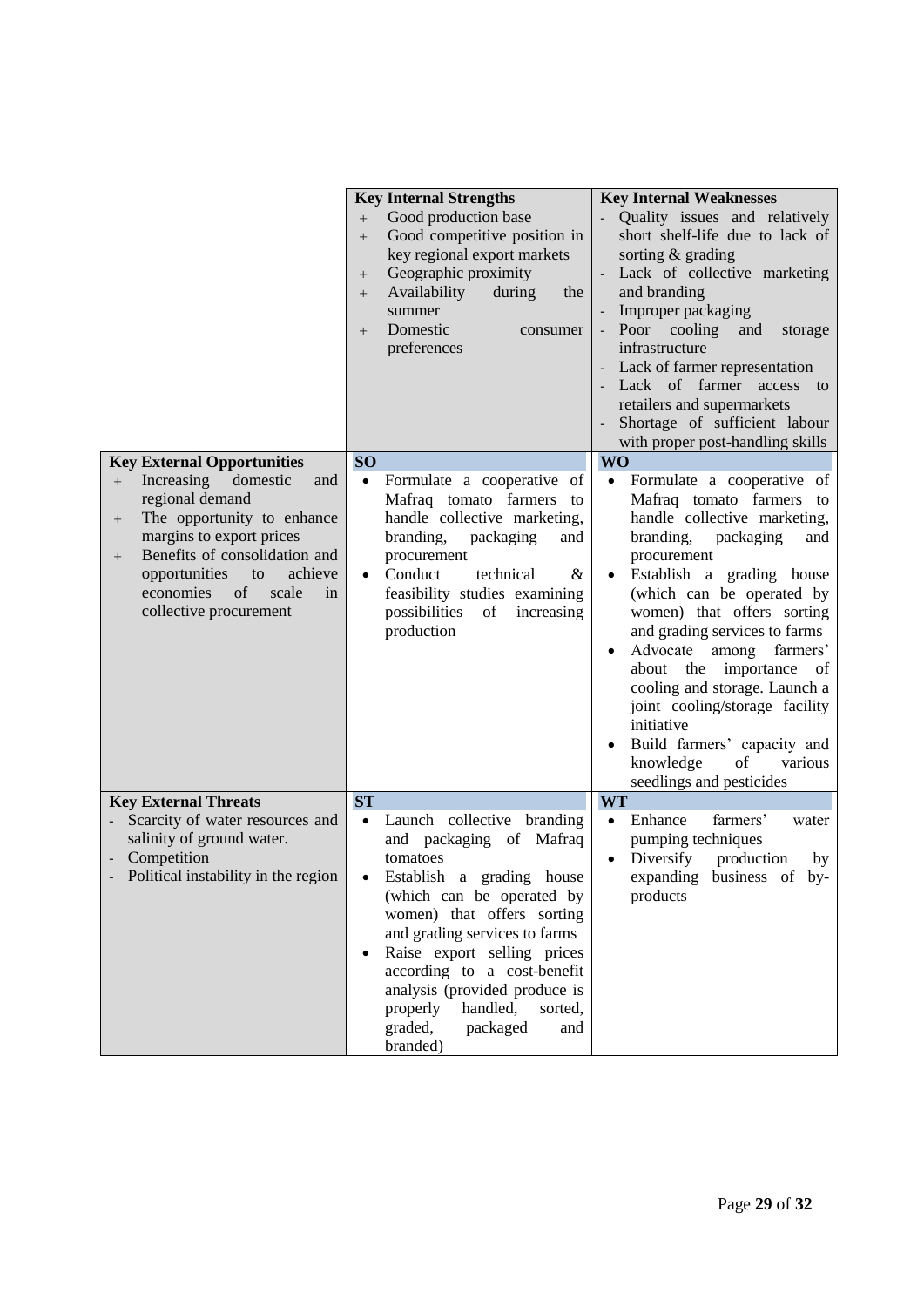| | **Key Internal Strengths**<br>+ Good production base<br>+ Good competitive position in key regional export markets<br>+ Geographic proximity<br>+ Availability during the summer<br>+ Domestic consumer preferences | **Key Internal Weaknesses**<br>- Quality issues and relatively short shelf-life due to lack of sorting & grading<br>- Lack of collective marketing and branding<br>- Improper packaging<br>- Poor cooling and storage infrastructure<br>- Lack of farmer representation<br>- Lack of farmer access to retailers and supermarkets<br>- Shortage of sufficient labour with proper post-handling skills |
|---|---|---|
| **Key External Opportunities**<br>+ Increasing domestic and regional demand<br>+ The opportunity to enhance margins to export prices<br>+ Benefits of consolidation and opportunities to achieve economies of scale in collective procurement | **SO**<br>• Formulate a cooperative of Mafraq tomato farmers to handle collective marketing, branding, packaging and procurement<br>• Conduct technical & feasibility studies examining possibilities of increasing production | **WO**<br>• Formulate a cooperative of Mafraq tomato farmers to handle collective marketing, branding, packaging and procurement<br>• Establish a grading house (which can be operated by women) that offers sorting and grading services to farms<br>• Advocate among farmers' about the importance of cooling and storage. Launch a joint cooling/storage facility initiative<br>• Build farmers' capacity and knowledge of various seedlings and pesticides |
| **Key External Threats**<br>- Scarcity of water resources and salinity of ground water.<br>- Competition<br>- Political instability in the region | **ST**<br>• Launch collective branding and packaging of Mafraq tomatoes<br>• Establish a grading house (which can be operated by women) that offers sorting and grading services to farms<br>• Raise export selling prices according to a cost-benefit analysis (provided produce is properly handled, sorted, graded, packaged and branded) | **WT**<br>• Enhance farmers' water pumping techniques<br>• Diversify production by expanding business of by-products |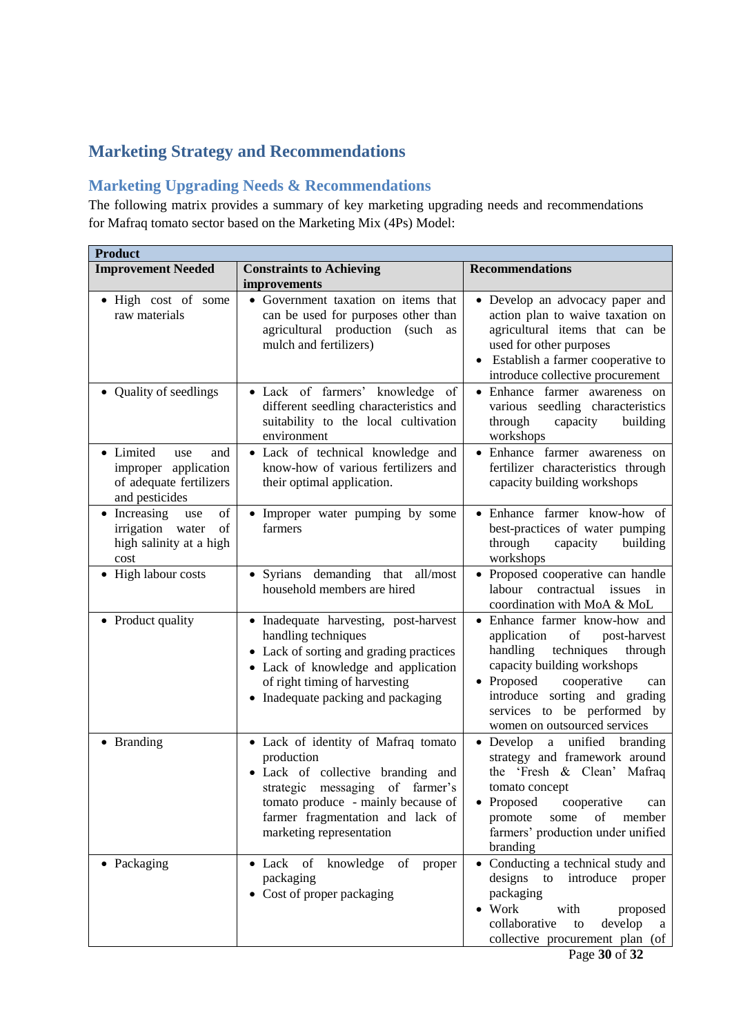## Marketing Strategy and Recommendations

### Marketing Upgrading Needs & Recommendations

The following matrix provides a summary of key marketing upgrading needs and recommendations for Mafraq tomato sector based on the Marketing Mix (4Ps) Model:

| **Product** | | |
|---|---|---|
| **Improvement Needed** | **Constraints to Achieving improvements** | **Recommendations** |
| • High cost of some raw materials | • Government taxation on items that can be used for purposes other than agricultural production (such as mulch and fertilizers) | • Develop an advocacy paper and action plan to waive taxation on agricultural items that can be used for other purposes<br>• Establish a farmer cooperative to introduce collective procurement |
| • Quality of seedlings | • Lack of farmers' knowledge of different seedling characteristics and suitability to the local cultivation environment | • Enhance farmer awareness on various seedling characteristics through capacity building workshops |
| • Limited use and improper application of adequate fertilizers and pesticides | • Lack of technical knowledge and know-how of various fertilizers and their optimal application. | • Enhance farmer awareness on fertilizer characteristics through capacity building workshops |
| • Increasing use of irrigation water of high salinity at a high cost | • Improper water pumping by some farmers | • Enhance farmer know-how of best-practices of water pumping through capacity building workshops |
| • High labour costs | • Syrians demanding that all/most household members are hired | • Proposed cooperative can handle labour contractual issues in coordination with MoA & MoL |
| • Product quality | • Inadequate harvesting, post-harvest handling techniques<br>• Lack of sorting and grading practices<br>• Lack of knowledge and application of right timing of harvesting<br>• Inadequate packing and packaging | • Enhance farmer know-how and application of post-harvest handling techniques through capacity building workshops<br>• Proposed cooperative can introduce sorting and grading services to be performed by women on outsourced services |
| • Branding | • Lack of identity of Mafraq tomato production<br>• Lack of collective branding and strategic messaging of farmer's tomato produce - mainly because of farmer fragmentation and lack of marketing representation | • Develop a unified branding strategy and framework around the 'Fresh & Clean' Mafraq tomato concept<br>• Proposed cooperative can promote some of member farmers' production under unified branding |
| • Packaging | • Lack of knowledge of proper packaging<br>• Cost of proper packaging | • Conducting a technical study and designs to introduce proper packaging<br>• Work with proposed collaborative to develop a collective procurement plan (of |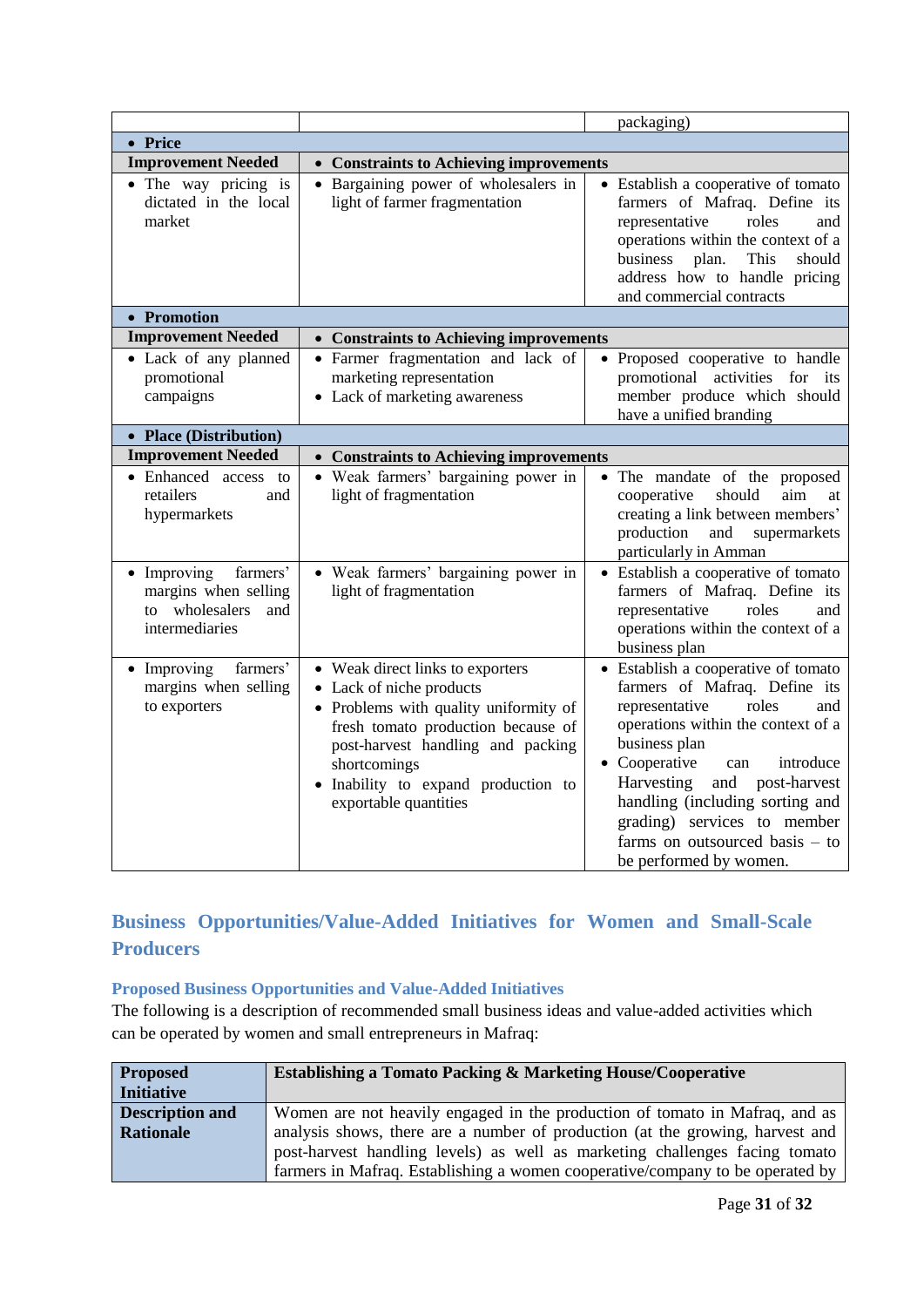| | | packaging) |
|---|---|---|
| • **Price** | | |
| **Improvement Needed** | • **Constraints to Achieving improvements** | |
| • The way pricing is dictated in the local market | • Bargaining power of wholesalers in light of farmer fragmentation | • Establish a cooperative of tomato farmers of Mafraq. Define its representative roles and operations within the context of a business plan. This should address how to handle pricing and commercial contracts |
| • **Promotion** | | |
| **Improvement Needed** | • **Constraints to Achieving improvements** | |
| • Lack of any planned promotional campaigns | • Farmer fragmentation and lack of marketing representation<br>• Lack of marketing awareness | • Proposed cooperative to handle promotional activities for its member produce which should have a unified branding |
| • **Place (Distribution)** | | |
| **Improvement Needed** | • **Constraints to Achieving improvements** | |
| • Enhanced access to retailers and hypermarkets | • Weak farmers' bargaining power in light of fragmentation | • The mandate of the proposed cooperative should aim at creating a link between members' production and supermarkets particularly in Amman |
| • Improving farmers' margins when selling to wholesalers and intermediaries | • Weak farmers' bargaining power in light of fragmentation | • Establish a cooperative of tomato farmers of Mafraq. Define its representative roles and operations within the context of a business plan |
| • Improving farmers' margins when selling to exporters | • Weak direct links to exporters<br>• Lack of niche products<br>• Problems with quality uniformity of fresh tomato production because of post-harvest handling and packing shortcomings<br>• Inability to expand production to exportable quantities | • Establish a cooperative of tomato farmers of Mafraq. Define its representative roles and operations within the context of a business plan<br>• Cooperative can introduce Harvesting and post-harvest handling (including sorting and grading) services to member farms on outsourced basis – to be performed by women. |

## Business Opportunities/Value-Added Initiatives for Women and Small-Scale Producers

### Proposed Business Opportunities and Value-Added Initiatives

The following is a description of recommended small business ideas and value-added activities which can be operated by women and small entrepreneurs in Mafraq:

| **Proposed Initiative** | **Establishing a Tomato Packing & Marketing House/Cooperative** |
|---|---|
| **Description and Rationale** | Women are not heavily engaged in the production of tomato in Mafraq, and as analysis shows, there are a number of production (at the growing, harvest and post-harvest handling levels) as well as marketing challenges facing tomato farmers in Mafraq. Establishing a women cooperative/company to be operated by |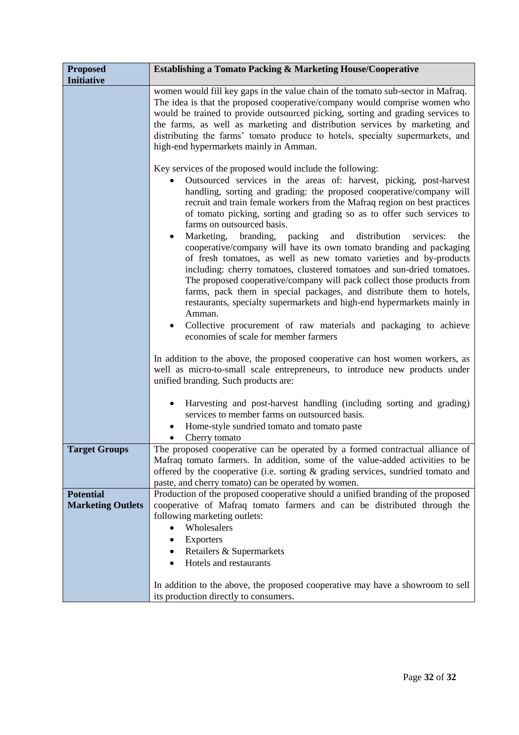| Proposed Initiative | Establishing a Tomato Packing & Marketing House/Cooperative |
|---|---|
| | women would fill key gaps in the value chain of the tomato sub-sector in Mafraq. The idea is that the proposed cooperative/company would comprise women who would be trained to provide outsourced picking, sorting and grading services to the farms, as well as marketing and distribution services by marketing and distributing the farms' tomato produce to hotels, specialty supermarkets, and high-end hypermarkets mainly in Amman.<br><br>Key services of the proposed would include the following:<br>• Outsourced services in the areas of: harvest, picking, post-harvest handling, sorting and grading: the proposed cooperative/company will recruit and train female workers from the Mafraq region on best practices of tomato picking, sorting and grading so as to offer such services to farms on outsourced basis.<br>• Marketing, branding, packing and distribution services: the cooperative/company will have its own tomato branding and packaging of fresh tomatoes, as well as new tomato varieties and by-products including: cherry tomatoes, clustered tomatoes and sun-dried tomatoes. The proposed cooperative/company will pack collect those products from farms, pack them in special packages, and distribute them to hotels, restaurants, specialty supermarkets and high-end hypermarkets mainly in Amman.<br>• Collective procurement of raw materials and packaging to achieve economies of scale for member farmers<br><br>In addition to the above, the proposed cooperative can host women workers, as well as micro-to-small scale entrepreneurs, to introduce new products under unified branding. Such products are:<br><br>• Harvesting and post-harvest handling (including sorting and grading) services to member farms on outsourced basis.<br>• Home-style sundried tomato and tomato paste<br>• Cherry tomato |
| **Target Groups** | The proposed cooperative can be operated by a formed contractual alliance of Mafraq tomato farmers. In addition, some of the value-added activities to be offered by the cooperative (i.e. sorting & grading services, sundried tomato and paste, and cherry tomato) can be operated by women. |
| **Potential Marketing Outlets** | Production of the proposed cooperative should a unified branding of the proposed cooperative of Mafraq tomato farmers and can be distributed through the following marketing outlets:<br>• Wholesalers<br>• Exporters<br>• Retailers & Supermarkets<br>• Hotels and restaurants<br><br>In addition to the above, the proposed cooperative may have a showroom to sell its production directly to consumers. |